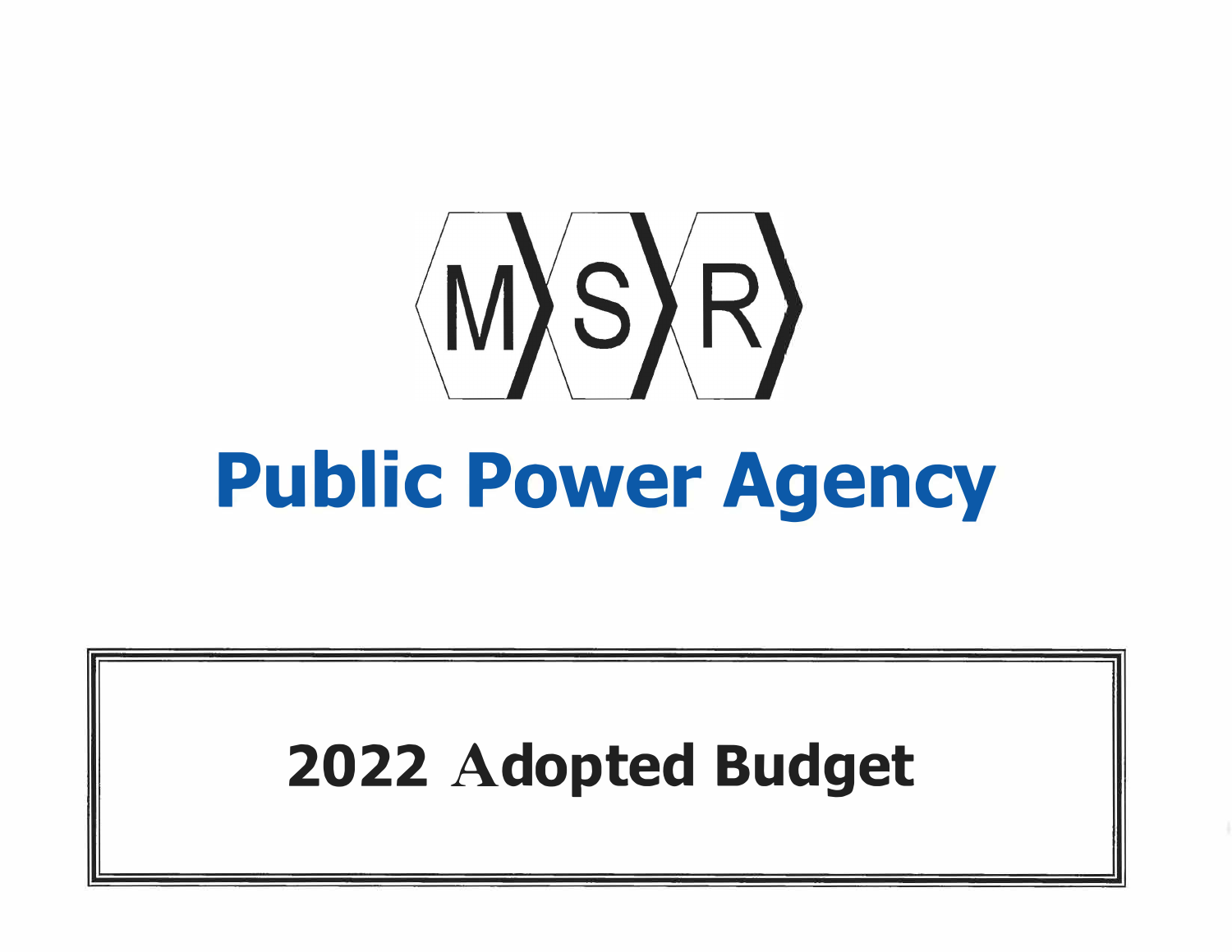MSR

# Public Power Agency

## 2022 Adopted Budget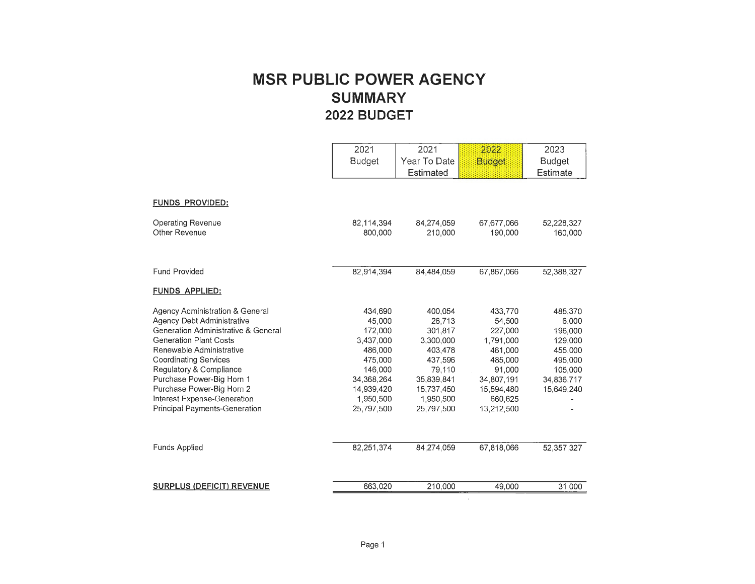# MSR PUBLIC POWER AGENCY
## SUMMARY
## 2022 BUDGET

| | 2021 Budget | 2021 Year To Date Estimated | 2022 Budget | 2023 Budget Estimate |
|---|---|---|---|---|
| **FUNDS PROVIDED:** | | | | |
| Operating Revenue | 82,114,394 | 84,274,059 | 67,677,066 | 52,228,327 |
| Other Revenue | 800,000 | 210,000 | 190,000 | 160,000 |
| Fund Provided | 82,914,394 | 84,484,059 | 67,867,066 | 52,388,327 |
| **FUNDS APPLIED:** | | | | |
| Agency Administration & General | 434,690 | 400,054 | 433,770 | 485,370 |
| Agency Debt Administrative | 45,000 | 26,713 | 54,500 | 6,000 |
| Generation Administrative & General | 172,000 | 301,817 | 227,000 | 196,000 |
| Generation Plant Costs | 3,437,000 | 3,300,000 | 1,791,000 | 129,000 |
| Renewable Administrative | 486,000 | 403,478 | 461,000 | 455,000 |
| Coordinating Services | 475,000 | 437,596 | 485,000 | 495,000 |
| Regulatory & Compliance | 146,000 | 79,110 | 91,000 | 105,000 |
| Purchase Power-Big Horn 1 | 34,368,264 | 35,839,841 | 34,807,191 | 34,836,717 |
| Purchase Power-Big Horn 2 | 14,939,420 | 15,737,450 | 15,594,480 | 15,649,240 |
| Interest Expense-Generation | 1,950,500 | 1,950,500 | 660,625 | - |
| Principal Payments-Generation | 25,797,500 | 25,797,500 | 13,212,500 | - |
| Funds Applied | 82,251,374 | 84,274,059 | 67,818,066 | 52,357,327 |
| **SURPLUS (DEFICIT) REVENUE** | 663,020 | 210,000 | 49,000 | 31,000 |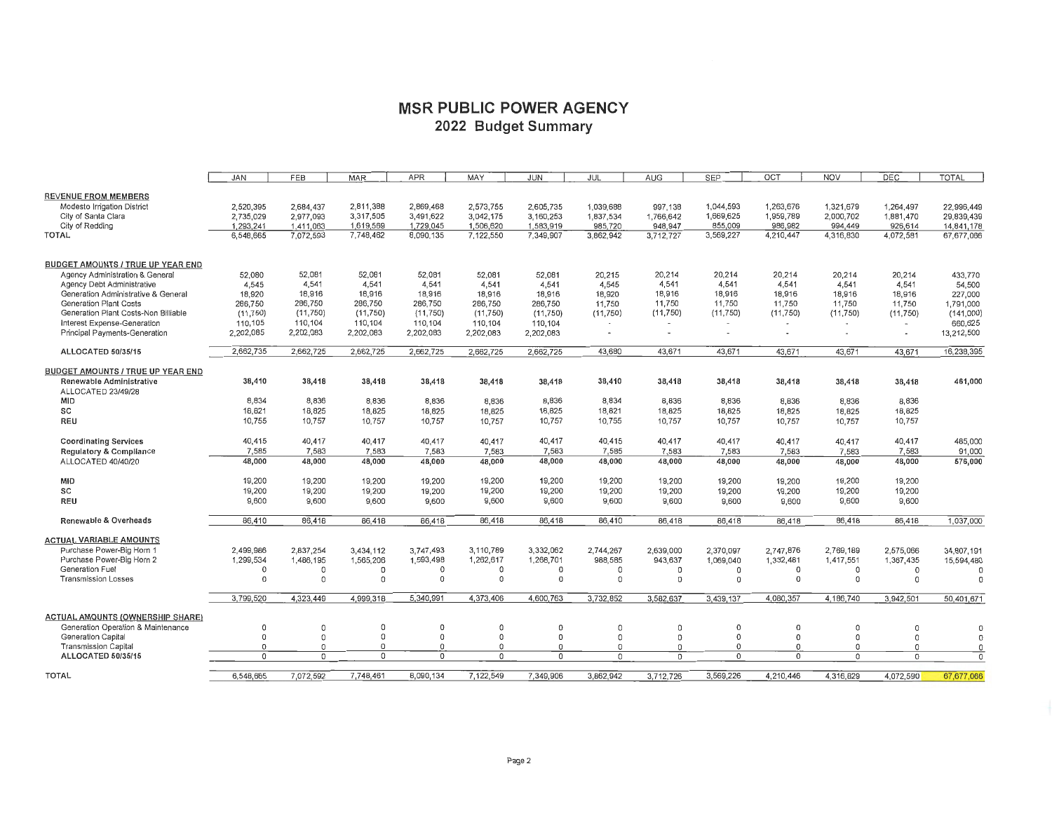# MSR PUBLIC POWER AGENCY

## 2022 Budget Summary

| | JAN | FEB | MAR | APR | MAY | JUN | JUL | AUG | SEP | OCT | NOV | DEC | TOTAL |
|---|---|---|---|---|---|---|---|---|---|---|---|---|---|
| **REVENUE FROM MEMBERS** | | | | | | | | | | | | | |
| Modesto Irrigation District | 2,520,395 | 2,684,437 | 2,811,388 | 2,869,468 | 2,573,755 | 2,605,735 | 1,039,688 | 997,138 | 1,044,593 | 1,263,676 | 1,321,679 | 1,264,497 | 22,996,449 |
| City of Santa Clara | 2,735,029 | 2,977,093 | 3,317,505 | 3,491,622 | 3,042,175 | 3,160,253 | 1,837,534 | 1,766,642 | 1,669,625 | 1,959,789 | 2,000,702 | 1,881,470 | 29,839,439 |
| City of Redding | 1,293,241 | 1,411,063 | 1,619,569 | 1,729,045 | 1,506,620 | 1,583,919 | 985,720 | 948,947 | 855,009 | 986,982 | 994,449 | 926,614 | 14,841,178 |
| TOTAL | 6,548,665 | 7,072,593 | 7,748,462 | 8,090,135 | 7,122,550 | 7,349,907 | 3,862,942 | 3,712,727 | 3,569,227 | 4,210,447 | 4,316,830 | 4,072,581 | 67,677,066 |
| **BUDGET AMOUNTS / TRUE UP YEAR END** | | | | | | | | | | | | | |
| Agency Administration & General | 52,080 | 52,081 | 52,081 | 52,081 | 52,081 | 52,081 | 20,215 | 20,214 | 20,214 | 20,214 | 20,214 | 20,214 | 433,770 |
| Agency Debt Administrative | 4,545 | 4,541 | 4,541 | 4,541 | 4,541 | 4,541 | 4,545 | 4,541 | 4,541 | 4,541 | 4,541 | 4,541 | 54,500 |
| Generation Administrative & General | 18,920 | 18,916 | 18,916 | 18,916 | 18,916 | 18,916 | 18,920 | 18,916 | 18,916 | 18,916 | 18,916 | 18,916 | 227,000 |
| Generation Plant Costs | 286,750 | 286,750 | 286,750 | 286,750 | 286,750 | 286,750 | 11,750 | 11,750 | 11,750 | 11,750 | 11,750 | 11,750 | 1,791,000 |
| Generation Plant Costs-Non Billable | (11,750) | (11,750) | (11,750) | (11,750) | (11,750) | (11,750) | (11,750) | (11,750) | (11,750) | (11,750) | (11,750) | (11,750) | (141,000) |
| Interest Expense-Generation | 110,105 | 110,104 | 110,104 | 110,104 | 110,104 | 110,104 | - | - | - | - | - | - | 660,625 |
| Principal Payments-Generation | 2,202,085 | 2,202,083 | 2,202,083 | 2,202,083 | 2,202,083 | 2,202,083 | - | - | - | - | - | - | 13,212,500 |
| ALLOCATED 50/35/15 | 2,662,735 | 2,662,725 | 2,662,725 | 2,662,725 | 2,662,725 | 2,662,725 | 43,680 | 43,671 | 43,671 | 43,671 | 43,671 | 43,671 | 16,238,395 |
| **BUDGET AMOUNTS / TRUE UP YEAR END** | | | | | | | | | | | | | |
| **Renewable Administrative** | 38,410 | 38,418 | 38,418 | 38,418 | 38,418 | 38,418 | 38,410 | 38,418 | 38,418 | 38,418 | 38,418 | 38,418 | 461,000 |
| ALLOCATED 23/49/28 | | | | | | | | | | | | | |
| MID | 8,834 | 8,836 | 8,836 | 8,836 | 8,836 | 8,836 | 8,834 | 8,836 | 8,836 | 8,836 | 8,836 | 8,836 | |
| SC | 18,821 | 18,825 | 18,825 | 18,825 | 18,825 | 18,825 | 18,821 | 18,825 | 18,825 | 18,825 | 18,825 | 18,825 | |
| REU | 10,755 | 10,757 | 10,757 | 10,757 | 10,757 | 10,757 | 10,755 | 10,757 | 10,757 | 10,757 | 10,757 | 10,757 | |
| **Coordinating Services** | 40,415 | 40,417 | 40,417 | 40,417 | 40,417 | 40,417 | 40,415 | 40,417 | 40,417 | 40,417 | 40,417 | 40,417 | 485,000 |
| **Regulatory & Compliance** | 7,585 | 7,583 | 7,583 | 7,583 | 7,583 | 7,583 | 7,585 | 7,583 | 7,583 | 7,583 | 7,583 | 7,583 | 91,000 |
| ALLOCATED 40/40/20 | 48,000 | 48,000 | 48,000 | 48,000 | 48,000 | 48,000 | 48,000 | 48,000 | 48,000 | 48,000 | 48,000 | 48,000 | 576,000 |
| MID | 19,200 | 19,200 | 19,200 | 19,200 | 19,200 | 19,200 | 19,200 | 19,200 | 19,200 | 19,200 | 19,200 | 19,200 | |
| SC | 19,200 | 19,200 | 19,200 | 19,200 | 19,200 | 19,200 | 19,200 | 19,200 | 19,200 | 19,200 | 19,200 | 19,200 | |
| REU | 9,600 | 9,600 | 9,600 | 9,600 | 9,600 | 9,600 | 9,600 | 9,600 | 9,600 | 9,600 | 9,600 | 9,600 | |
| **Renewable & Overheads** | 86,410 | 86,418 | 86,418 | 86,418 | 86,418 | 86,418 | 86,410 | 86,418 | 86,418 | 86,418 | 86,418 | 86,418 | 1,037,000 |
| **ACTUAL VARIABLE AMOUNTS** | | | | | | | | | | | | | |
| Purchase Power-Big Horn 1 | 2,499,986 | 2,837,254 | 3,434,112 | 3,747,493 | 3,110,789 | 3,332,062 | 2,744,267 | 2,639,000 | 2,370,097 | 2,747,876 | 2,769,189 | 2,575,066 | 34,807,191 |
| Purchase Power-Big Horn 2 | 1,299,534 | 1,486,195 | 1,565,206 | 1,593,498 | 1,262,617 | 1,268,701 | 988,585 | 943,637 | 1,069,040 | 1,332,481 | 1,417,551 | 1,367,435 | 15,594,480 |
| Generation Fuel | 0 | 0 | 0 | 0 | 0 | 0 | 0 | 0 | 0 | 0 | 0 | 0 | 0 |
| Transmission Losses | 0 | 0 | 0 | 0 | 0 | 0 | 0 | 0 | 0 | 0 | 0 | 0 | 0 |
| | 3,799,520 | 4,323,449 | 4,999,318 | 5,340,991 | 4,373,406 | 4,600,763 | 3,732,852 | 3,582,637 | 3,439,137 | 4,080,357 | 4,186,740 | 3,942,501 | 50,401,671 |
| **ACTUAL AMOUNTS (OWNERSHIP SHARE)** | | | | | | | | | | | | | |
| Generation Operation & Maintenance | 0 | 0 | 0 | 0 | 0 | 0 | 0 | 0 | 0 | 0 | 0 | 0 | 0 |
| Generation Capital | 0 | 0 | 0 | 0 | 0 | 0 | 0 | 0 | 0 | 0 | 0 | 0 | 0 |
| Transmission Capital | 0 | 0 | 0 | 0 | 0 | 0 | 0 | 0 | 0 | 0 | 0 | 0 | 0 |
| **ALLOCATED 50/35/15** | 0 | 0 | 0 | 0 | 0 | 0 | 0 | 0 | 0 | 0 | 0 | 0 | 0 |
| TOTAL | 6,548,665 | 7,072,592 | 7,748,461 | 8,090,134 | 7,122,549 | 7,349,906 | 3,862,942 | 3,712,726 | 3,569,226 | 4,210,446 | 4,316,829 | 4,072,590 | 67,677,066 |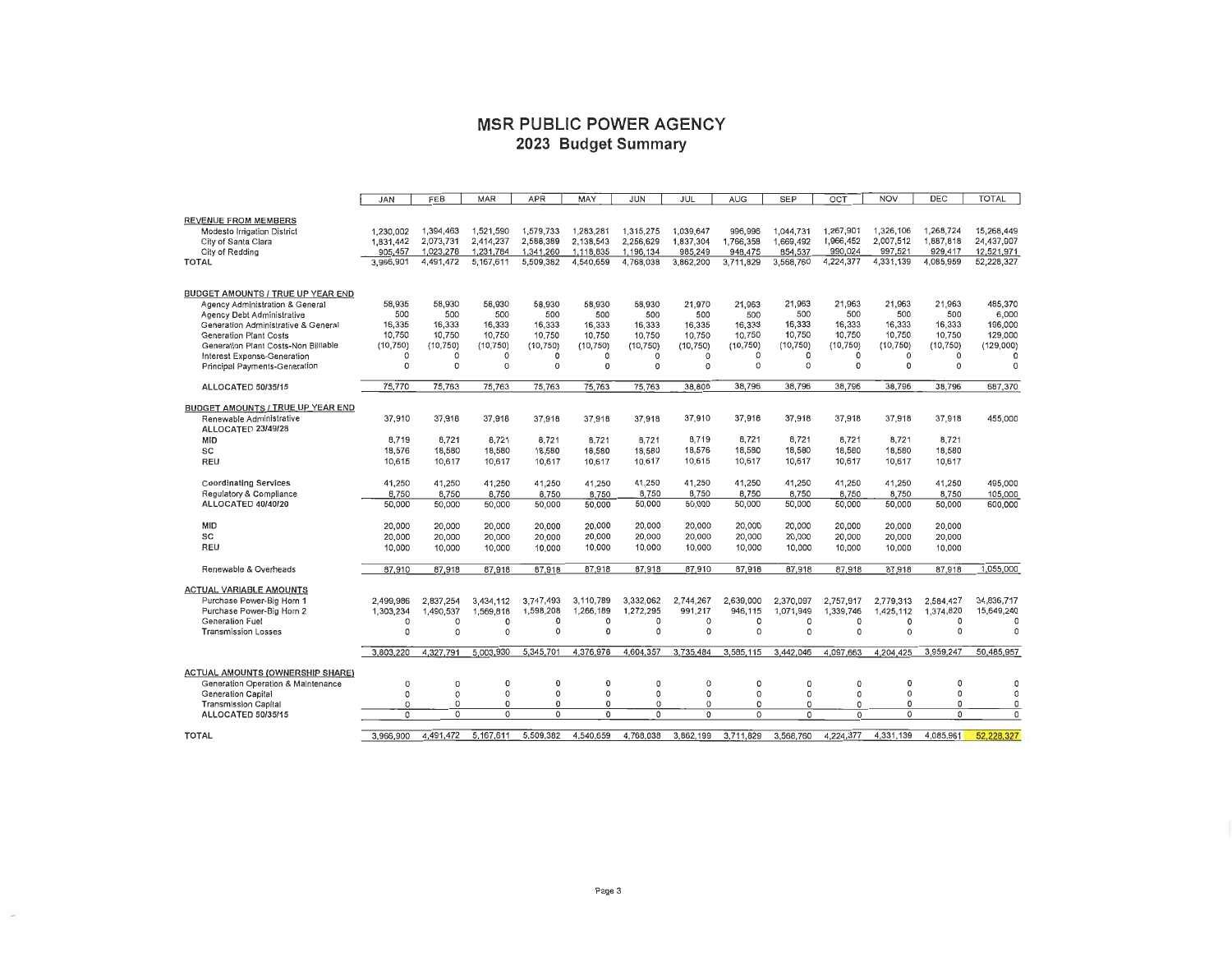# MSR PUBLIC POWER AGENCY

## 2023 Budget Summary

| | JAN | FEB | MAR | APR | MAY | JUN | JUL | AUG | SEP | OCT | NOV | DEC | TOTAL |
|---|---|---|---|---|---|---|---|---|---|---|---|---|---|
| **REVENUE FROM MEMBERS** | | | | | | | | | | | | | |
| Modesto Irrigation District | 1,230,002 | 1,394,463 | 1,521,590 | 1,579,733 | 1,283,281 | 1,315,275 | 1,039,647 | 996,996 | 1,044,731 | 1,267,901 | 1,326,106 | 1,268,724 | 15,268,449 |
| City of Santa Clara | 1,831,442 | 2,073,731 | 2,414,237 | 2,588,389 | 2,138,543 | 2,256,629 | 1,837,304 | 1,766,358 | 1,669,492 | 1,966,452 | 2,007,512 | 1,887,818 | 24,437,907 |
| City of Redding | 905,457 | 1,023,278 | 1,231,784 | 1,341,260 | 1,118,835 | 1,196,134 | 985,249 | 948,475 | 854,537 | 990,024 | 997,521 | 929,417 | 12,521,971 |
| TOTAL | 3,966,901 | 4,491,472 | 5,167,611 | 5,509,382 | 4,540,659 | 4,768,038 | 3,862,200 | 3,711,829 | 3,568,760 | 4,224,377 | 4,331,139 | 4,085,959 | 52,228,327 |
| **BUDGET AMOUNTS / TRUE UP YEAR END** | | | | | | | | | | | | | |
| Agency Administration & General | 58,935 | 58,930 | 58,930 | 58,930 | 58,930 | 58,930 | 21,970 | 21,963 | 21,963 | 21,963 | 21,963 | 21,963 | 485,370 |
| Agency Debt Administrative | 500 | 500 | 500 | 500 | 500 | 500 | 500 | 500 | 500 | 500 | 500 | 500 | 6,000 |
| Generation Administrative & General | 16,335 | 16,333 | 16,333 | 16,333 | 16,333 | 16,333 | 16,335 | 16,333 | 16,333 | 16,333 | 16,333 | 16,333 | 196,000 |
| Generation Plant Costs | 10,750 | 10,750 | 10,750 | 10,750 | 10,750 | 10,750 | 10,750 | 10,750 | 10,750 | 10,750 | 10,750 | 10,750 | 129,000 |
| Generation Plant Costs-Non Billable | (10,750) | (10,750) | (10,750) | (10,750) | (10,750) | (10,750) | (10,750) | (10,750) | (10,750) | (10,750) | (10,750) | (10,750) | (129,000) |
| Interest Expense-Generation | 0 | 0 | 0 | 0 | 0 | 0 | 0 | 0 | 0 | 0 | 0 | 0 | 0 |
| Principal Payments-Generation | 0 | 0 | 0 | 0 | 0 | 0 | 0 | 0 | 0 | 0 | 0 | 0 | 0 |
| ALLOCATED 50/35/15 | 75,770 | 75,763 | 75,763 | 75,763 | 75,763 | 75,763 | 38,805 | 38,796 | 38,796 | 38,796 | 38,796 | 38,796 | 687,370 |
| **BUDGET AMOUNTS / TRUE UP YEAR END** | | | | | | | | | | | | | |
| Renewable Administrative | 37,910 | 37,918 | 37,918 | 37,918 | 37,918 | 37,918 | 37,910 | 37,918 | 37,918 | 37,918 | 37,918 | 37,918 | 455,000 |
| ALLOCATED 23/49/28 | | | | | | | | | | | | | |
| MID | 8,719 | 8,721 | 8,721 | 8,721 | 8,721 | 8,721 | 8,719 | 8,721 | 8,721 | 8,721 | 8,721 | 8,721 | |
| SC | 18,576 | 18,580 | 18,580 | 18,580 | 18,580 | 18,580 | 18,576 | 18,580 | 18,580 | 18,580 | 18,580 | 18,580 | |
| REU | 10,615 | 10,617 | 10,617 | 10,617 | 10,617 | 10,617 | 10,615 | 10,617 | 10,617 | 10,617 | 10,617 | 10,617 | |
| Coordinating Services | 41,250 | 41,250 | 41,250 | 41,250 | 41,250 | 41,250 | 41,250 | 41,250 | 41,250 | 41,250 | 41,250 | 41,250 | 495,000 |
| Regulatory & Compliance | 8,750 | 8,750 | 8,750 | 8,750 | 8,750 | 8,750 | 8,750 | 8,750 | 8,750 | 8,750 | 8,750 | 8,750 | 105,000 |
| ALLOCATED 40/40/20 | 50,000 | 50,000 | 50,000 | 50,000 | 50,000 | 50,000 | 50,000 | 50,000 | 50,000 | 50,000 | 50,000 | 50,000 | 600,000 |
| MID | 20,000 | 20,000 | 20,000 | 20,000 | 20,000 | 20,000 | 20,000 | 20,000 | 20,000 | 20,000 | 20,000 | 20,000 | |
| SC | 20,000 | 20,000 | 20,000 | 20,000 | 20,000 | 20,000 | 20,000 | 20,000 | 20,000 | 20,000 | 20,000 | 20,000 | |
| REU | 10,000 | 10,000 | 10,000 | 10,000 | 10,000 | 10,000 | 10,000 | 10,000 | 10,000 | 10,000 | 10,000 | 10,000 | |
| Renewable & Overheads | 87,910 | 87,918 | 87,918 | 87,918 | 87,918 | 87,918 | 87,910 | 87,918 | 87,918 | 87,918 | 87,918 | 87,918 | 1,055,000 |
| **ACTUAL VARIABLE AMOUNTS** | | | | | | | | | | | | | |
| Purchase Power-Big Horn 1 | 2,499,986 | 2,837,254 | 3,434,112 | 3,747,493 | 3,110,789 | 3,332,062 | 2,744,267 | 2,639,000 | 2,370,097 | 2,757,917 | 2,779,313 | 2,584,427 | 34,836,717 |
| Purchase Power-Big Horn 2 | 1,303,234 | 1,490,537 | 1,569,818 | 1,598,208 | 1,266,189 | 1,272,295 | 991,217 | 946,115 | 1,071,949 | 1,339,746 | 1,425,112 | 1,374,820 | 15,649,240 |
| Generation Fuel | 0 | 0 | 0 | 0 | 0 | 0 | 0 | 0 | 0 | 0 | 0 | 0 | 0 |
| Transmission Losses | 0 | 0 | 0 | 0 | 0 | 0 | 0 | 0 | 0 | 0 | 0 | 0 | 0 |
| | 3,803,220 | 4,327,791 | 5,003,930 | 5,345,701 | 4,376,978 | 4,604,357 | 3,735,484 | 3,585,115 | 3,442,046 | 4,097,663 | 4,204,425 | 3,959,247 | 50,485,957 |
| **ACTUAL AMOUNTS (OWNERSHIP SHARE)** | | | | | | | | | | | | | |
| Generation Operation & Maintenance | 0 | 0 | 0 | 0 | 0 | 0 | 0 | 0 | 0 | 0 | 0 | 0 | 0 |
| Generation Capital | 0 | 0 | 0 | 0 | 0 | 0 | 0 | 0 | 0 | 0 | 0 | 0 | 0 |
| Transmission Capital | 0 | 0 | 0 | 0 | 0 | 0 | 0 | 0 | 0 | 0 | 0 | 0 | 0 |
| ALLOCATED 50/35/15 | 0 | 0 | 0 | 0 | 0 | 0 | 0 | 0 | 0 | 0 | 0 | 0 | 0 |
| **TOTAL** | 3,966,900 | 4,491,472 | 5,167,611 | 5,509,382 | 4,540,659 | 4,768,038 | 3,862,199 | 3,711,829 | 3,568,760 | 4,224,377 | 4,331,139 | 4,085,961 | 52,228,327 |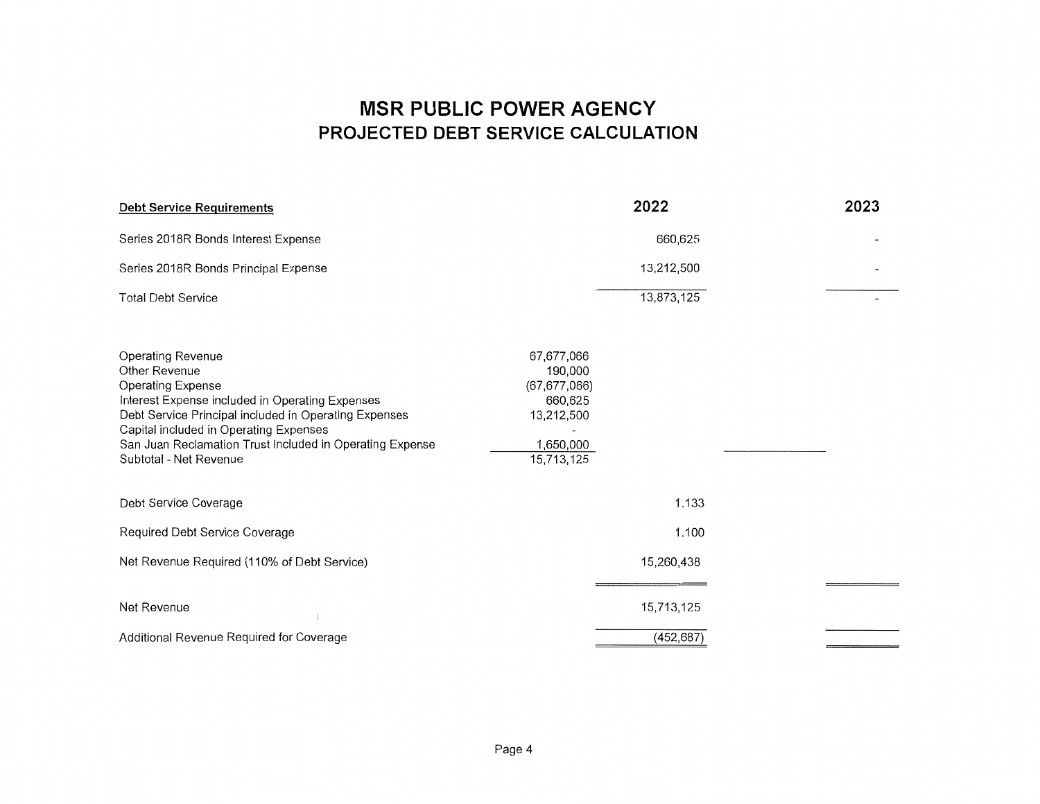# MSR PUBLIC POWER AGENCY

## PROJECTED DEBT SERVICE CALCULATION

| **Debt Service Requirements** | | **2022** | **2023** |
|---|---|---|---|
| Series 2018R Bonds Interest Expense | | 660,625 | - |
| Series 2018R Bonds Principal Expense | | 13,212,500 | - |
| Total Debt Service | | 13,873,125 | - |
| | | | |
| Operating Revenue | 67,677,066 | | |
| Other Revenue | 190,000 | | |
| Operating Expense | (67,677,066) | | |
| Interest Expense included in Operating Expenses | 660,625 | | |
| Debt Service Principal included in Operating Expenses | 13,212,500 | | |
| Capital included in Operating Expenses | - | | |
| San Juan Reclamation Trust Included in Operating Expense | 1,650,000 | | |
| Subtotal - Net Revenue | 15,713,125 | | |
| | | | |
| Debt Service Coverage | | 1.133 | |
| Required Debt Service Coverage | | 1.100 | |
| Net Revenue Required (110% of Debt Service) | | 15,260,438 | |
| | | | |
| Net Revenue | | 15,713,125 | |
| Additional Revenue Required for Coverage | | (452,687) | |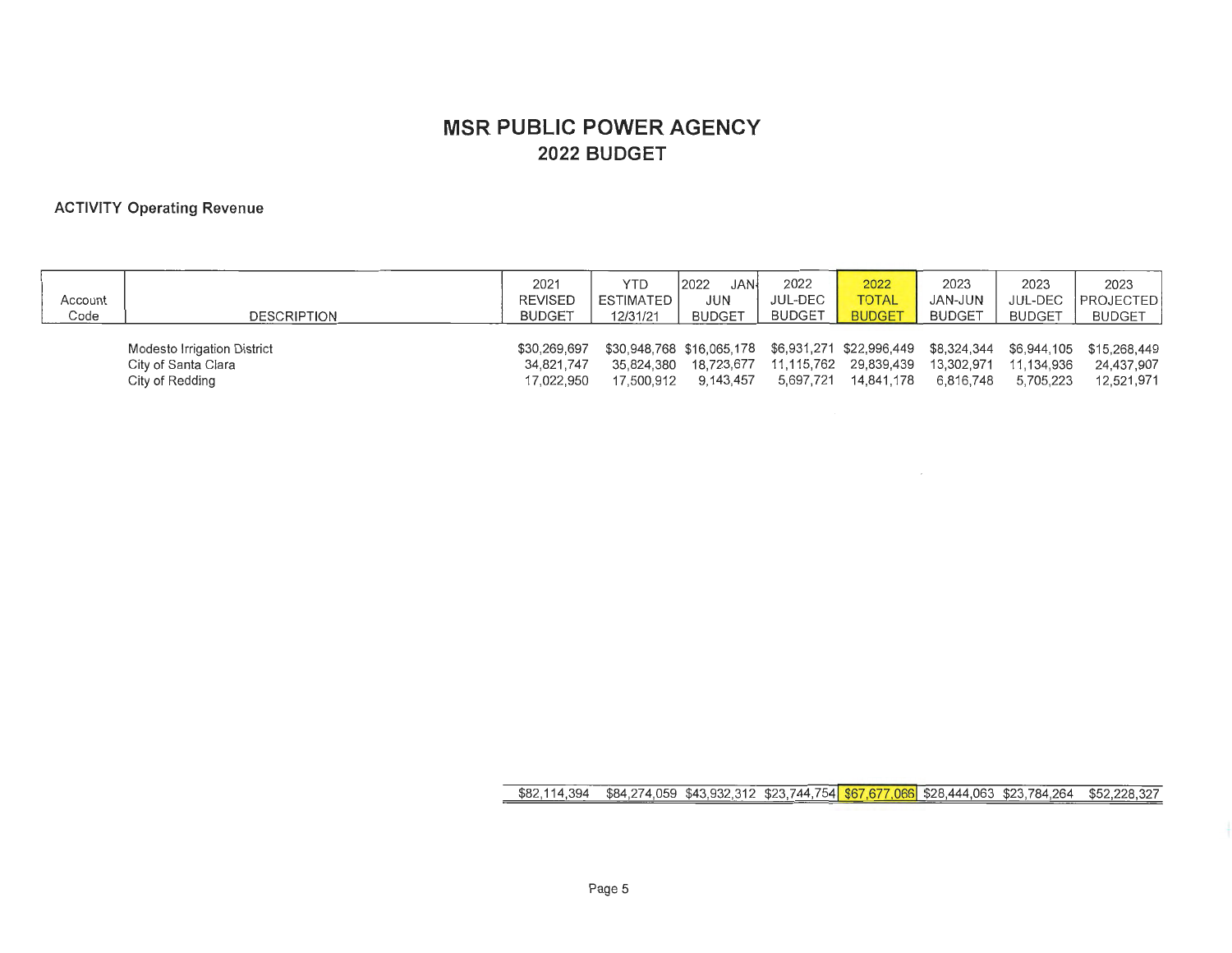# MSR PUBLIC POWER AGENCY

## 2022 BUDGET

**ACTIVITY Operating Revenue**

| Account Code | DESCRIPTION | 2021 REVISED BUDGET | YTD ESTIMATED 12/31/21 | 2022 JAN-JUN BUDGET | 2022 JUL-DEC BUDGET | 2022 TOTAL BUDGET | 2023 JAN-JUN BUDGET | 2023 JUL-DEC BUDGET | 2023 PROJECTED BUDGET |
|---|---|---|---|---|---|---|---|---|---|
| | Modesto Irrigation District | $30,269,697 | $30,948,768 | $16,065,178 | $6,931,271 | $22,996,449 | $8,324,344 | $6,944,105 | $15,268,449 |
| | City of Santa Clara | 34,821,747 | 35,824,380 | 18,723,677 | 11,115,762 | 29,839,439 | 13,302,971 | 11,134,936 | 24,437,907 |
| | City of Redding | 17,022,950 | 17,500,912 | 9,143,457 | 5,697,721 | 14,841,178 | 6,816,748 | 5,705,223 | 12,521,971 |
| | | $82,114,394 | $84,274,059 | $43,932,312 | $23,744,754 | $67,677,066 | $28,444,063 | $23,784,264 | $52,228,327 |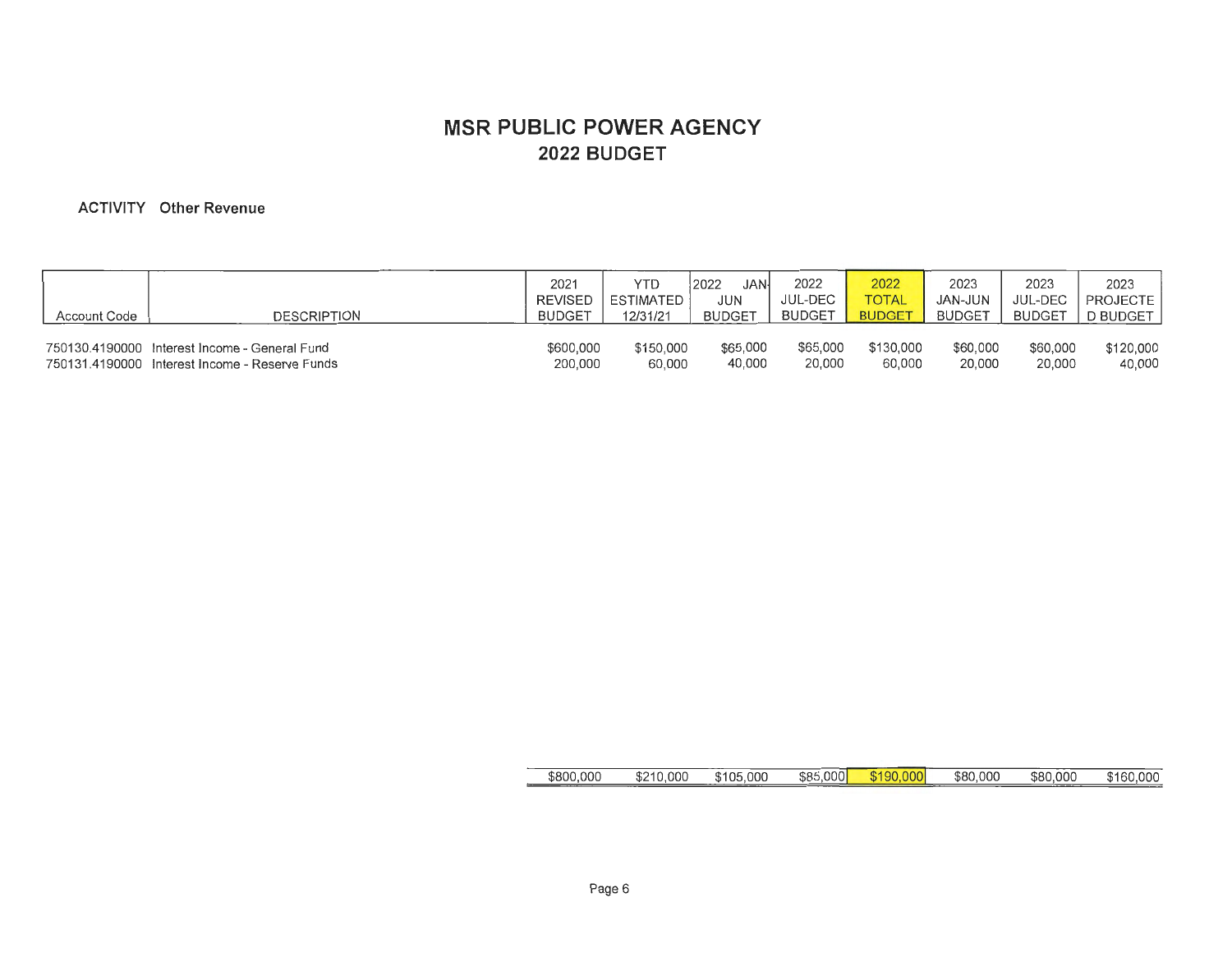# MSR PUBLIC POWER AGENCY
## 2022 BUDGET

**ACTIVITY Other Revenue**

| Account Code | DESCRIPTION | 2021 REVISED BUDGET | YTD ESTIMATED 12/31/21 | 2022 JAN-JUN BUDGET | 2022 JUL-DEC BUDGET | 2022 TOTAL BUDGET | 2023 JAN-JUN BUDGET | 2023 JUL-DEC BUDGET | 2023 PROJECTED BUDGET |
|---|---|---|---|---|---|---|---|---|---|
| 750130.4190000 | Interest Income - General Fund | $600,000 | $150,000 | $65,000 | $65,000 | $130,000 | $60,000 | $60,000 | $120,000 |
| 750131.4190000 | Interest Income - Reserve Funds | 200,000 | 60,000 | 40,000 | 20,000 | 60,000 | 20,000 | 20,000 | 40,000 |
| | | $800,000 | $210,000 | $105,000 | $85,000 | $190,000 | $80,000 | $80,000 | $160,000 |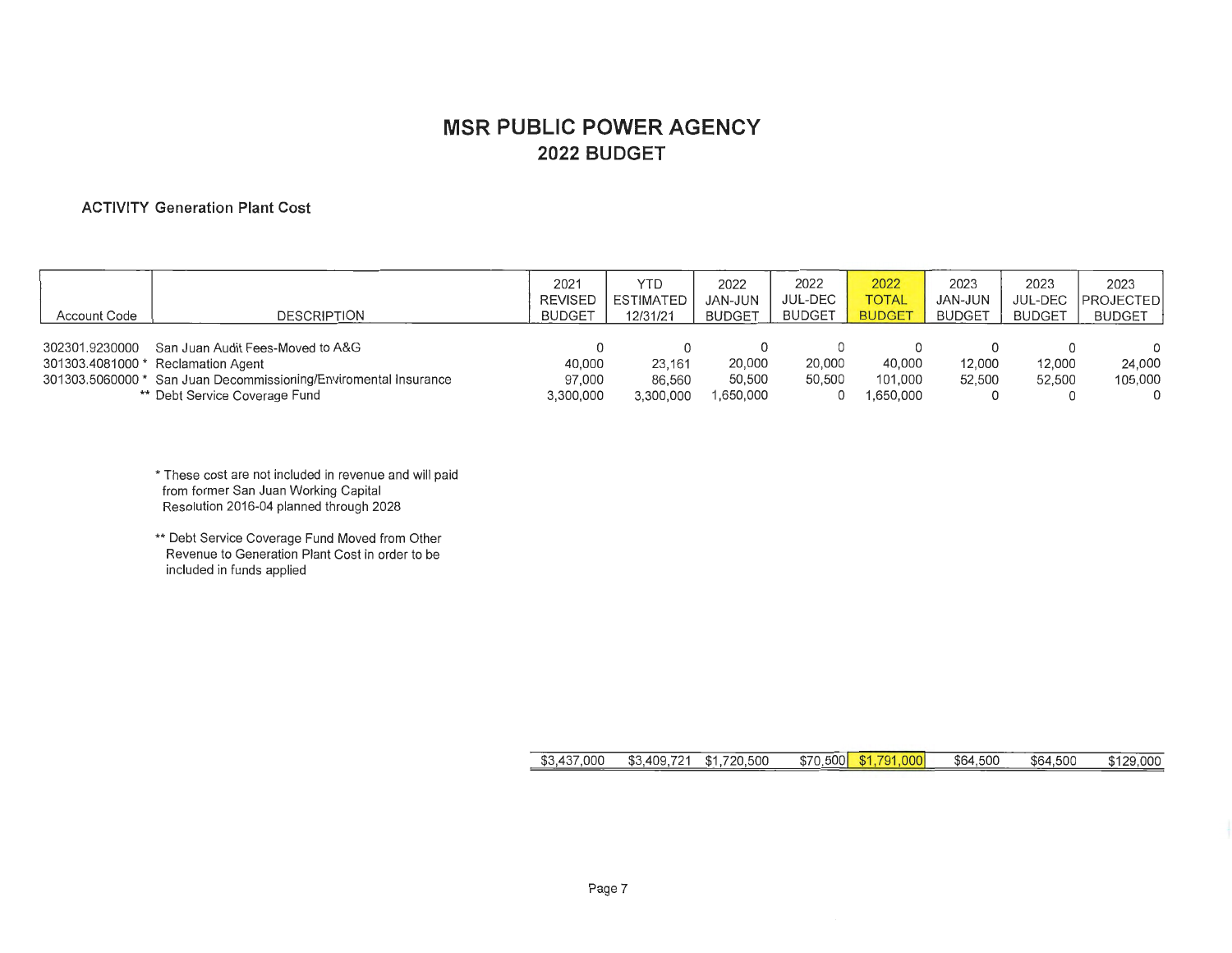# MSR PUBLIC POWER AGENCY
## 2022 BUDGET

**ACTIVITY Generation Plant Cost**

| Account Code | DESCRIPTION | 2021 REVISED BUDGET | YTD ESTIMATED 12/31/21 | 2022 JAN-JUN BUDGET | 2022 JUL-DEC BUDGET | 2022 TOTAL BUDGET | 2023 JAN-JUN BUDGET | 2023 JUL-DEC BUDGET | 2023 PROJECTED BUDGET |
|---|---|---|---|---|---|---|---|---|---|
| 302301.9230000 | San Juan Audit Fees-Moved to A&G | 0 | 0 | 0 | 0 | 0 | 0 | 0 | 0 |
| 301303.4081000 * | Reclamation Agent | 40,000 | 23,161 | 20,000 | 20,000 | 40,000 | 12,000 | 12,000 | 24,000 |
| 301303.5060000 * | San Juan Decommissioning/Enviromental Insurance | 97,000 | 86,560 | 50,500 | 50,500 | 101,000 | 52,500 | 52,500 | 105,000 |
| ** | Debt Service Coverage Fund | 3,300,000 | 3,300,000 | 1,650,000 | 0 | 1,650,000 | 0 | 0 | 0 |
| | | $3,437,000 | $3,409,721 | $1,720,500 | $70,500 | $1,791,000 | $64,500 | $64,500 | $129,000 |

\* These cost are not included in revenue and will paid from former San Juan Working Capital Resolution 2016-04 planned through 2028

\*\* Debt Service Coverage Fund Moved from Other Revenue to Generation Plant Cost in order to be included in funds applied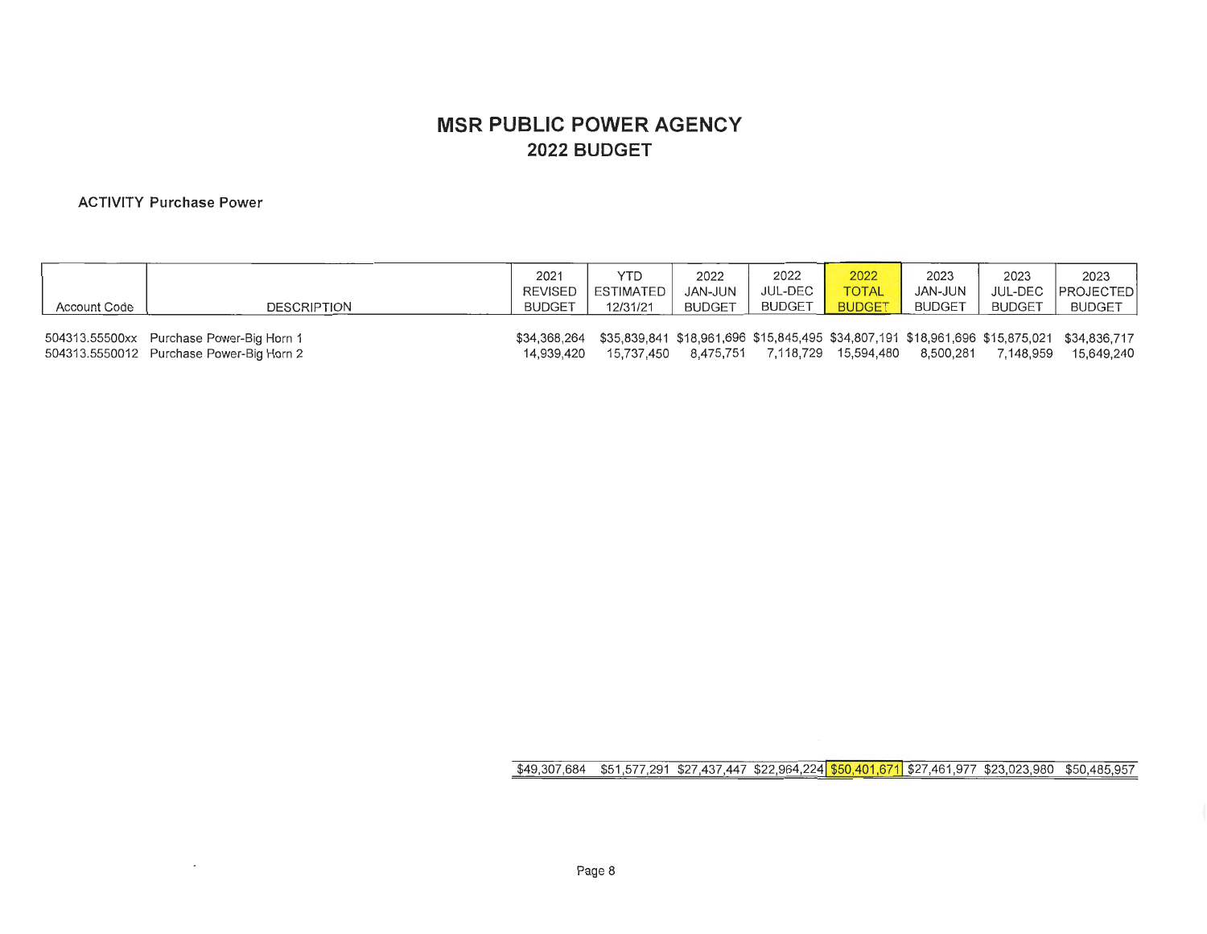# MSR PUBLIC POWER AGENCY

## 2022 BUDGET

**ACTIVITY Purchase Power**

| Account Code | DESCRIPTION | 2021 REVISED BUDGET | YTD ESTIMATED 12/31/21 | 2022 JAN-JUN BUDGET | 2022 JUL-DEC BUDGET | 2022 TOTAL BUDGET | 2023 JAN-JUN BUDGET | 2023 JUL-DEC BUDGET | 2023 PROJECTED BUDGET |
|---|---|---|---|---|---|---|---|---|---|
| 504313.55500xx | Purchase Power-Big Horn 1 | $34,368,264 | $35,839,841 | $18,961,696 | $15,845,495 | $34,807,191 | $18,961,696 | $15,875,021 | $34,836,717 |
| 504313.5550012 | Purchase Power-Big Horn 2 | 14,939,420 | 15,737,450 | 8,475,751 | 7,118,729 | 15,594,480 | 8,500,281 | 7,148,959 | 15,649,240 |
| | | $49,307,684 | $51,577,291 | $27,437,447 | $22,964,224 | $50,401,671 | $27,461,977 | $23,023,980 | $50,485,957 |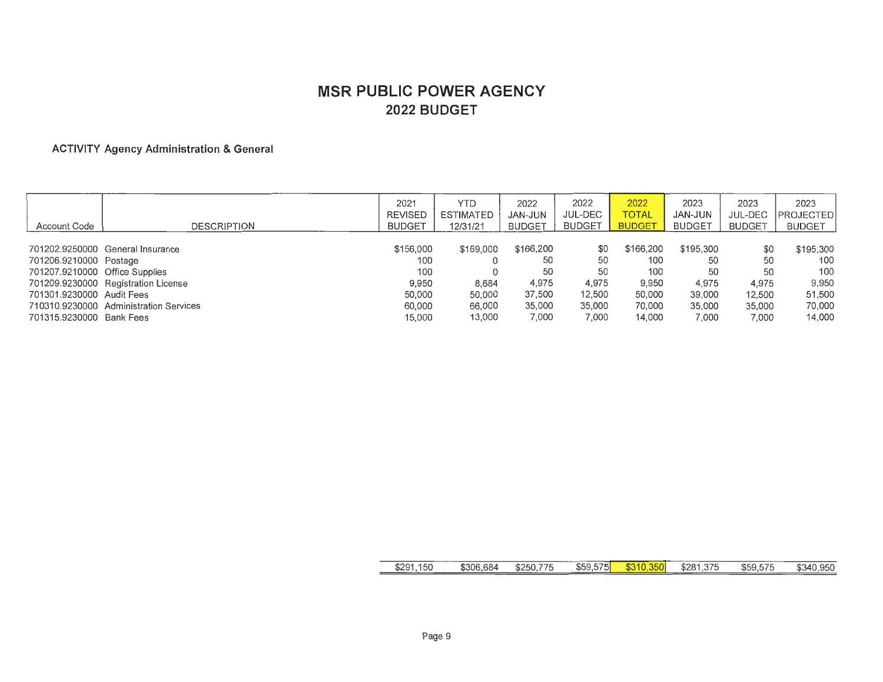# MSR PUBLIC POWER AGENCY

## 2022 BUDGET

### ACTIVITY Agency Administration & General

| Account Code | DESCRIPTION | 2021 REVISED BUDGET | YTD ESTIMATED 12/31/21 | 2022 JAN-JUN BUDGET | 2022 JUL-DEC BUDGET | 2022 TOTAL BUDGET | 2023 JAN-JUN BUDGET | 2023 JUL-DEC BUDGET | 2023 PROJECTED BUDGET |
|---|---|---|---|---|---|---|---|---|---|
| 701202.9250000 | General Insurance | $156,000 | $169,000 | $166,200 | $0 | $166,200 | $195,300 | $0 | $195,300 |
| 701206.9210000 | Postage | 100 | 0 | 50 | 50 | 100 | 50 | 50 | 100 |
| 701207.9210000 | Office Supplies | 100 | 0 | 50 | 50 | 100 | 50 | 50 | 100 |
| 701209.9230000 | Registration License | 9,950 | 8,684 | 4,975 | 4,975 | 9,950 | 4,975 | 4,975 | 9,950 |
| 701301.9230000 | Audit Fees | 50,000 | 50,000 | 37,500 | 12,500 | 50,000 | 39,000 | 12,500 | 51,500 |
| 710310.9230000 | Administration Services | 60,000 | 66,000 | 35,000 | 35,000 | 70,000 | 35,000 | 35,000 | 70,000 |
| 701315.9230000 | Bank Fees | 15,000 | 13,000 | 7,000 | 7,000 | 14,000 | 7,000 | 7,000 | 14,000 |
| | | $291,150 | $306,684 | $250,775 | $59,575 | $310,350 | $281,375 | $59,575 | $340,950 |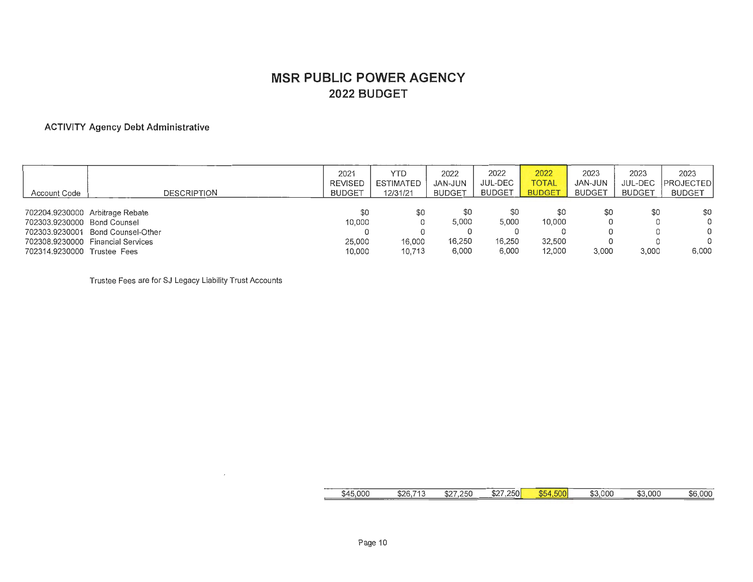# MSR PUBLIC POWER AGENCY

## 2022 BUDGET

### ACTIVITY Agency Debt Administrative

| Account Code | DESCRIPTION | 2021 REVISED BUDGET | YTD ESTIMATED 12/31/21 | 2022 JAN-JUN BUDGET | 2022 JUL-DEC BUDGET | 2022 TOTAL BUDGET | 2023 JAN-JUN BUDGET | 2023 JUL-DEC BUDGET | 2023 PROJECTED BUDGET |
|---|---|---|---|---|---|---|---|---|---|
| 702204.9230000 | Arbitrage Rebate | $0 | $0 | $0 | $0 | $0 | $0 | $0 | $0 |
| 702303.9230000 | Bond Counsel | 10,000 | 0 | 5,000 | 5,000 | 10,000 | 0 | 0 | 0 |
| 702303.9230001 | Bond Counsel-Other | 0 | 0 | 0 | 0 | 0 | 0 | 0 | 0 |
| 702308.9230000 | Financial Services | 25,000 | 16,000 | 16,250 | 16,250 | 32,500 | 0 | 0 | 0 |
| 702314.9230000 | Trustee Fees | 10,000 | 10,713 | 6,000 | 6,000 | 12,000 | 3,000 | 3,000 | 6,000 |
| | | $45,000 | $26,713 | $27,250 | $27,250 | $54,500 | $3,000 | $3,000 | $6,000 |

Trustee Fees are for SJ Legacy Liability Trust Accounts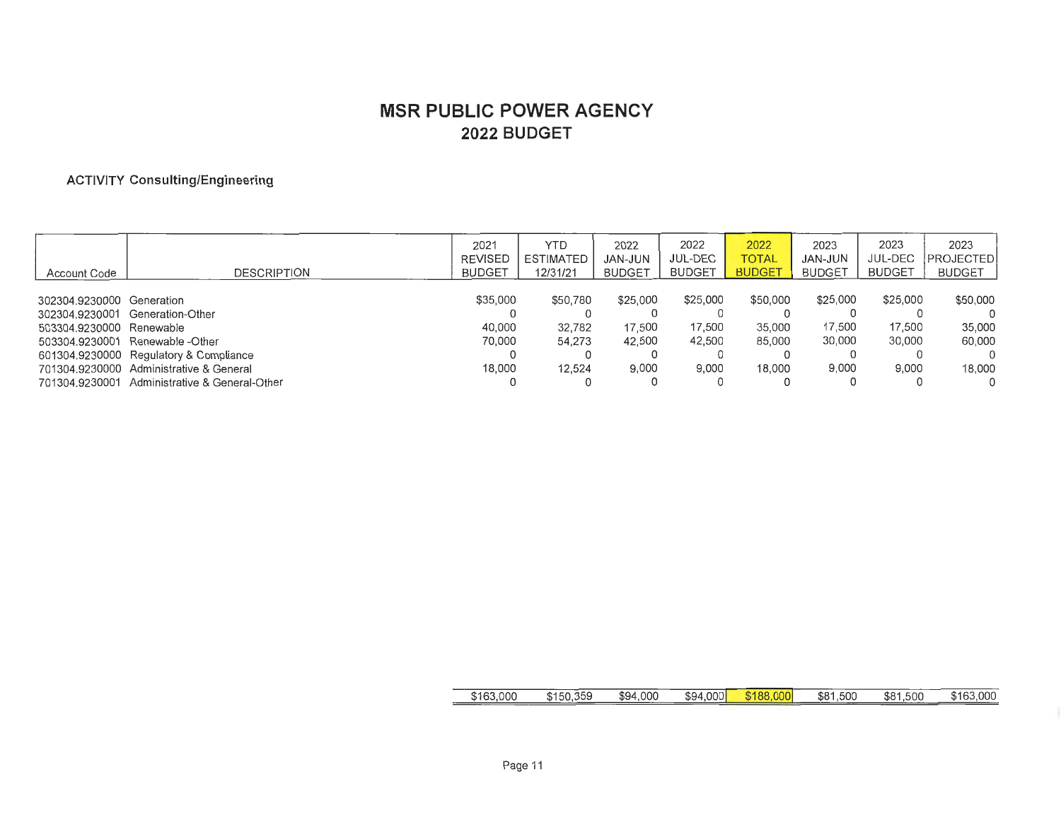# MSR PUBLIC POWER AGENCY

## 2022 BUDGET

**ACTIVITY Consulting/Engineering**

| Account Code | DESCRIPTION | 2021 REVISED BUDGET | YTD ESTIMATED 12/31/21 | 2022 JAN-JUN BUDGET | 2022 JUL-DEC BUDGET | 2022 TOTAL BUDGET | 2023 JAN-JUN BUDGET | 2023 JUL-DEC BUDGET | 2023 PROJECTED BUDGET |
|---|---|---|---|---|---|---|---|---|---|
| 302304.9230000 | Generation | $35,000 | $50,780 | $25,000 | $25,000 | $50,000 | $25,000 | $25,000 | $50,000 |
| 302304.9230001 | Generation-Other | 0 | 0 | 0 | 0 | 0 | 0 | 0 | 0 |
| 503304.9230000 | Renewable | 40,000 | 32,782 | 17,500 | 17,500 | 35,000 | 17,500 | 17,500 | 35,000 |
| 503304.9230001 | Renewable -Other | 70,000 | 54,273 | 42,500 | 42,500 | 85,000 | 30,000 | 30,000 | 60,000 |
| 601304.9230000 | Regulatory & Compliance | 0 | 0 | 0 | 0 | 0 | 0 | 0 | 0 |
| 701304.9230000 | Administrative & General | 18,000 | 12,524 | 9,000 | 9,000 | 18,000 | 9,000 | 9,000 | 18,000 |
| 701304.9230001 | Administrative & General-Other | 0 | 0 | 0 | 0 | 0 | 0 | 0 | 0 |
| | | $163,000 | $150,359 | $94,000 | $94,000 | $188,000 | $81,500 | $81,500 | $163,000 |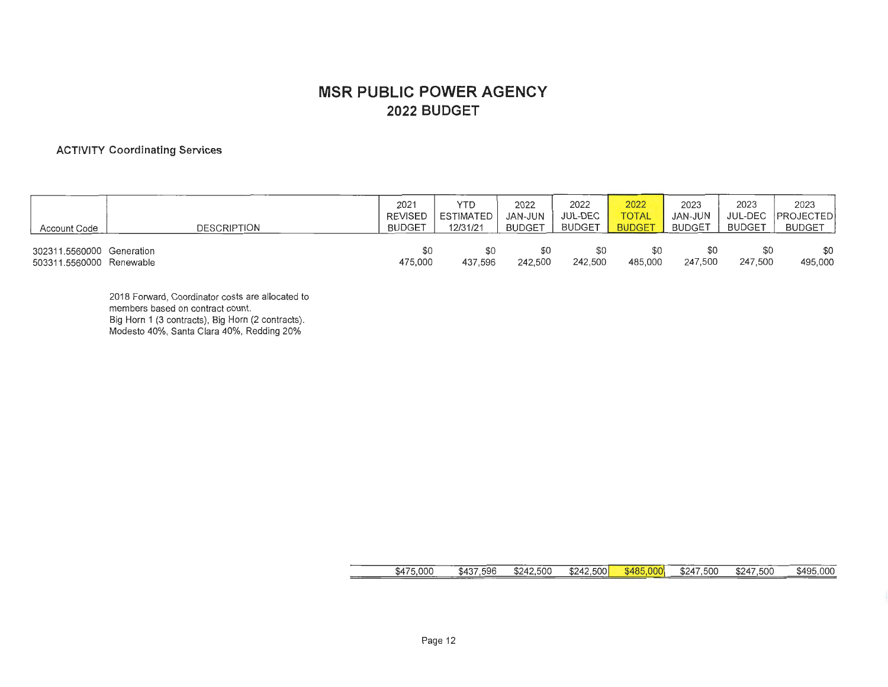# MSR PUBLIC POWER AGENCY
## 2022 BUDGET

**ACTIVITY Coordinating Services**

| Account Code | DESCRIPTION | 2021 REVISED BUDGET | YTD ESTIMATED 12/31/21 | 2022 JAN-JUN BUDGET | 2022 JUL-DEC BUDGET | 2022 TOTAL BUDGET | 2023 JAN-JUN BUDGET | 2023 JUL-DEC BUDGET | 2023 PROJECTED BUDGET |
|---|---|---|---|---|---|---|---|---|---|
| 302311.5560000 | Generation | $0 | $0 | $0 | $0 | $0 | $0 | $0 | $0 |
| 503311.5560000 | Renewable | 475,000 | 437,596 | 242,500 | 242,500 | 485,000 | 247,500 | 247,500 | 495,000 |
| | | $475,000 | $437,596 | $242,500 | $242,500 | $485,000 | $247,500 | $247,500 | $495,000 |

2018 Forward, Coordinator costs are allocated to members based on contract count.
Big Horn 1 (3 contracts), Big Horn (2 contracts).
Modesto 40%, Santa Clara 40%, Redding 20%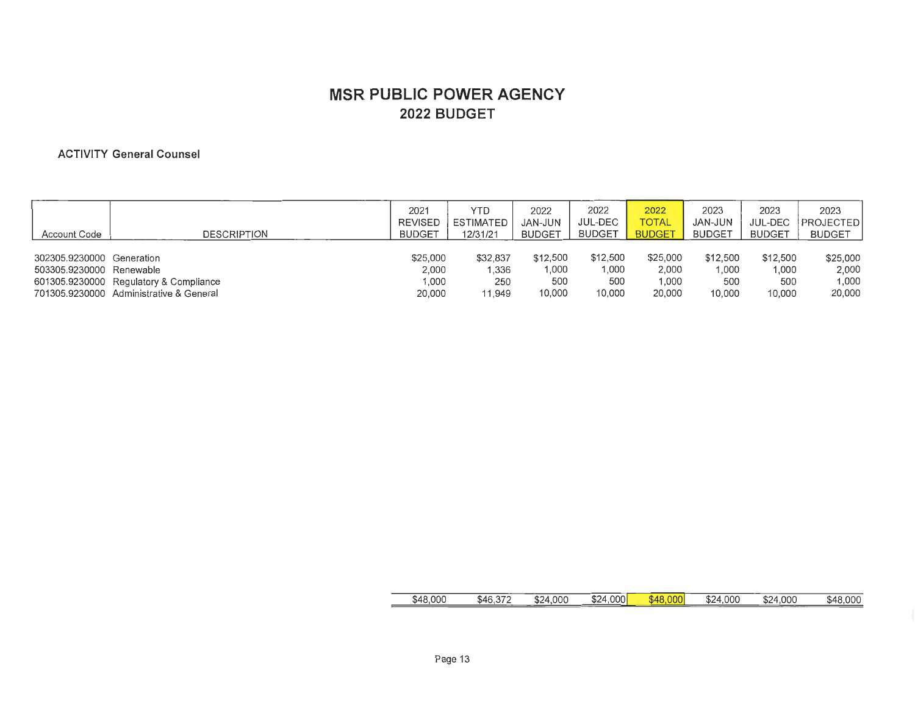# MSR PUBLIC POWER AGENCY
## 2022 BUDGET

**ACTIVITY General Counsel**

| Account Code | DESCRIPTION | 2021 REVISED BUDGET | YTD ESTIMATED 12/31/21 | 2022 JAN-JUN BUDGET | 2022 JUL-DEC BUDGET | 2022 TOTAL BUDGET | 2023 JAN-JUN BUDGET | 2023 JUL-DEC BUDGET | 2023 PROJECTED BUDGET |
|---|---|---|---|---|---|---|---|---|---|
| 302305.9230000 | Generation | $25,000 | $32,837 | $12,500 | $12,500 | $25,000 | $12,500 | $12,500 | $25,000 |
| 503305.9230000 | Renewable | 2,000 | 1,336 | 1,000 | 1,000 | 2,000 | 1,000 | 1,000 | 2,000 |
| 601305.9230000 | Regulatory & Compliance | 1,000 | 250 | 500 | 500 | 1,000 | 500 | 500 | 1,000 |
| 701305.9230000 | Administrative & General | 20,000 | 11,949 | 10,000 | 10,000 | 20,000 | 10,000 | 10,000 | 20,000 |
| | | $48,000 | $46,372 | $24,000 | $24,000 | $48,000 | $24,000 | $24,000 | $48,000 |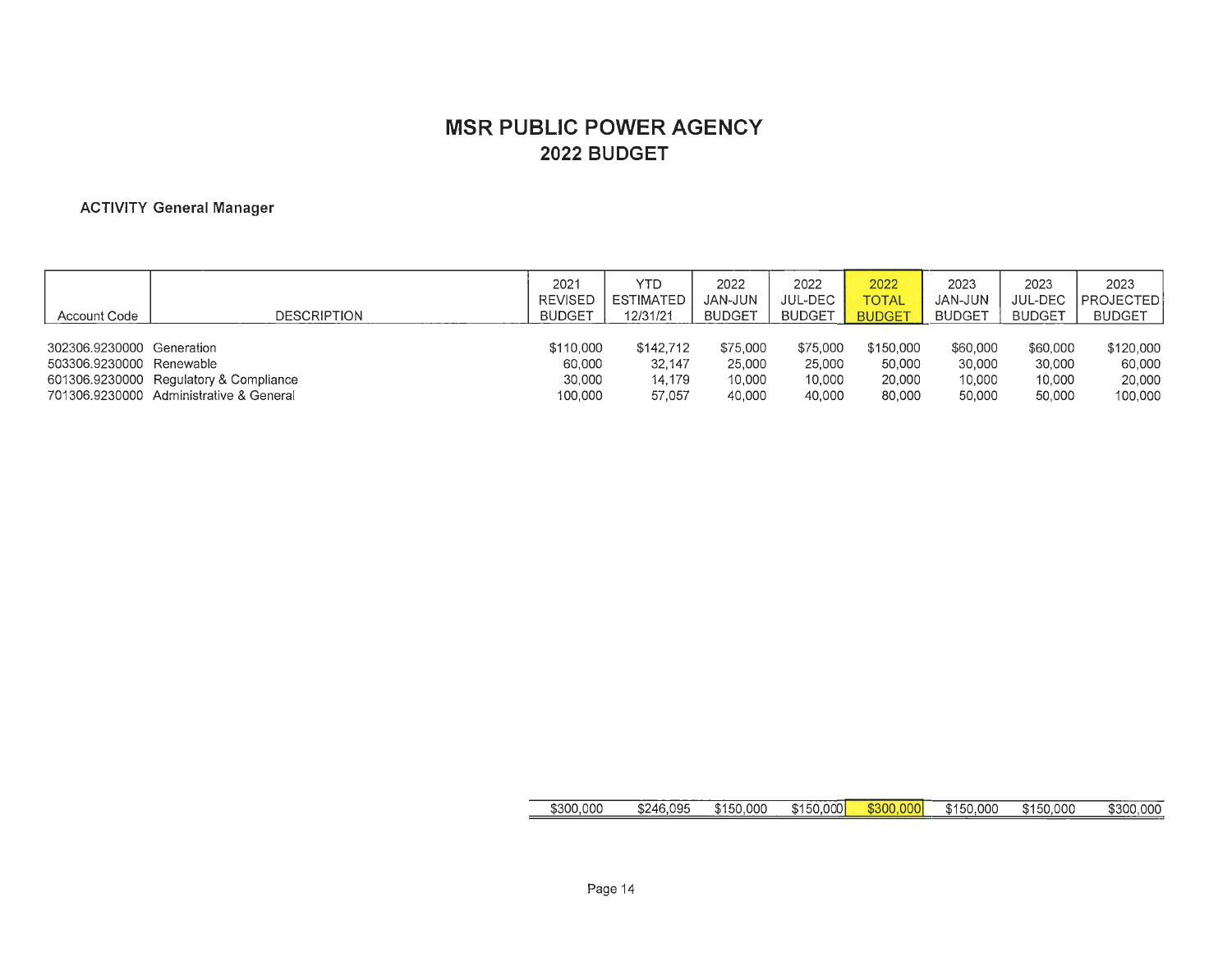# MSR PUBLIC POWER AGENCY
## 2022 BUDGET

**ACTIVITY General Manager**

| Account Code | DESCRIPTION | 2021 REVISED BUDGET | YTD ESTIMATED 12/31/21 | 2022 JAN-JUN BUDGET | 2022 JUL-DEC BUDGET | 2022 TOTAL BUDGET | 2023 JAN-JUN BUDGET | 2023 JUL-DEC BUDGET | 2023 PROJECTED BUDGET |
|---|---|---|---|---|---|---|---|---|---|
| 302306.9230000 | Generation | $110,000 | $142,712 | $75,000 | $75,000 | $150,000 | $60,000 | $60,000 | $120,000 |
| 503306.9230000 | Renewable | 60,000 | 32,147 | 25,000 | 25,000 | 50,000 | 30,000 | 30,000 | 60,000 |
| 601306.9230000 | Regulatory & Compliance | 30,000 | 14,179 | 10,000 | 10,000 | 20,000 | 10,000 | 10,000 | 20,000 |
| 701306.9230000 | Administrative & General | 100,000 | 57,057 | 40,000 | 40,000 | 80,000 | 50,000 | 50,000 | 100,000 |
| | | $300,000 | $246,095 | $150,000 | $150,000 | $300,000 | $150,000 | $150,000 | $300,000 |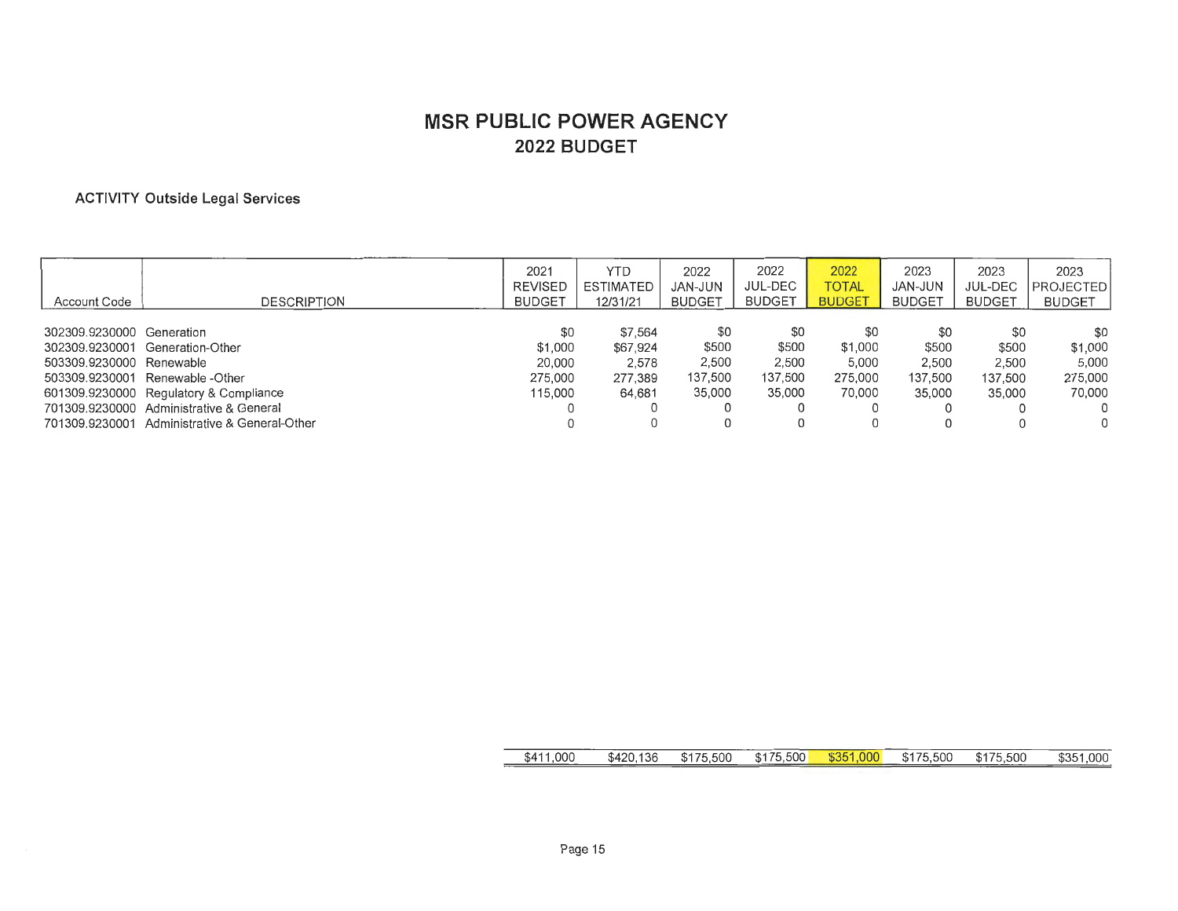# MSR PUBLIC POWER AGENCY
## 2022 BUDGET

**ACTIVITY Outside Legal Services**

| Account Code | DESCRIPTION | 2021 REVISED BUDGET | YTD ESTIMATED 12/31/21 | 2022 JAN-JUN BUDGET | 2022 JUL-DEC BUDGET | 2022 TOTAL BUDGET | 2023 JAN-JUN BUDGET | 2023 JUL-DEC BUDGET | 2023 PROJECTED BUDGET |
|---|---|---|---|---|---|---|---|---|---|
| 302309.9230000 | Generation | $0 | $7,564 | $0 | $0 | $0 | $0 | $0 | $0 |
| 302309.9230001 | Generation-Other | $1,000 | $67,924 | $500 | $500 | $1,000 | $500 | $500 | $1,000 |
| 503309.9230000 | Renewable | 20,000 | 2,578 | 2,500 | 2,500 | 5,000 | 2,500 | 2,500 | 5,000 |
| 503309.9230001 | Renewable -Other | 275,000 | 277,389 | 137,500 | 137,500 | 275,000 | 137,500 | 137,500 | 275,000 |
| 601309.9230000 | Regulatory & Compliance | 115,000 | 64,681 | 35,000 | 35,000 | 70,000 | 35,000 | 35,000 | 70,000 |
| 701309.9230000 | Administrative & General | 0 | 0 | 0 | 0 | 0 | 0 | 0 | 0 |
| 701309.9230001 | Administrative & General-Other | 0 | 0 | 0 | 0 | 0 | 0 | 0 | 0 |
| | | $411,000 | $420,136 | $175,500 | $175,500 | $351,000 | $175,500 | $175,500 | $351,000 |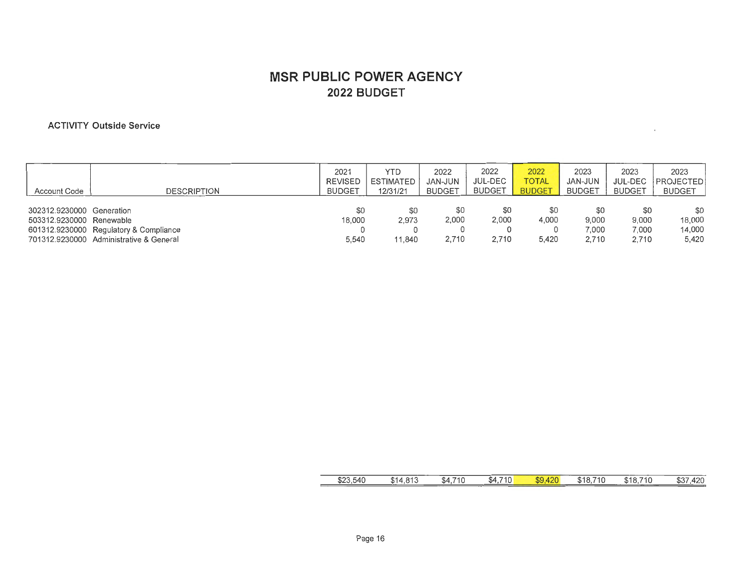# MSR PUBLIC POWER AGENCY

## 2022 BUDGET

**ACTIVITY Outside Service**

| Account Code | DESCRIPTION | 2021 REVISED BUDGET | YTD ESTIMATED 12/31/21 | 2022 JAN-JUN BUDGET | 2022 JUL-DEC BUDGET | 2022 TOTAL BUDGET | 2023 JAN-JUN BUDGET | 2023 JUL-DEC BUDGET | 2023 PROJECTED BUDGET |
|---|---|---|---|---|---|---|---|---|---|
| 302312.9230000 | Generation | $0 | $0 | $0 | $0 | $0 | $0 | $0 | $0 |
| 503312.9230000 | Renewable | 18,000 | 2,973 | 2,000 | 2,000 | 4,000 | 9,000 | 9,000 | 18,000 |
| 601312.9230000 | Regulatory & Compliance | 0 | 0 | 0 | 0 | 0 | 7,000 | 7,000 | 14,000 |
| 701312.9230000 | Administrative & General | 5,540 | 11,840 | 2,710 | 2,710 | 5,420 | 2,710 | 2,710 | 5,420 |
| | | $23,540 | $14,813 | $4,710 | $4,710 | $9,420 | $18,710 | $18,710 | $37,420 |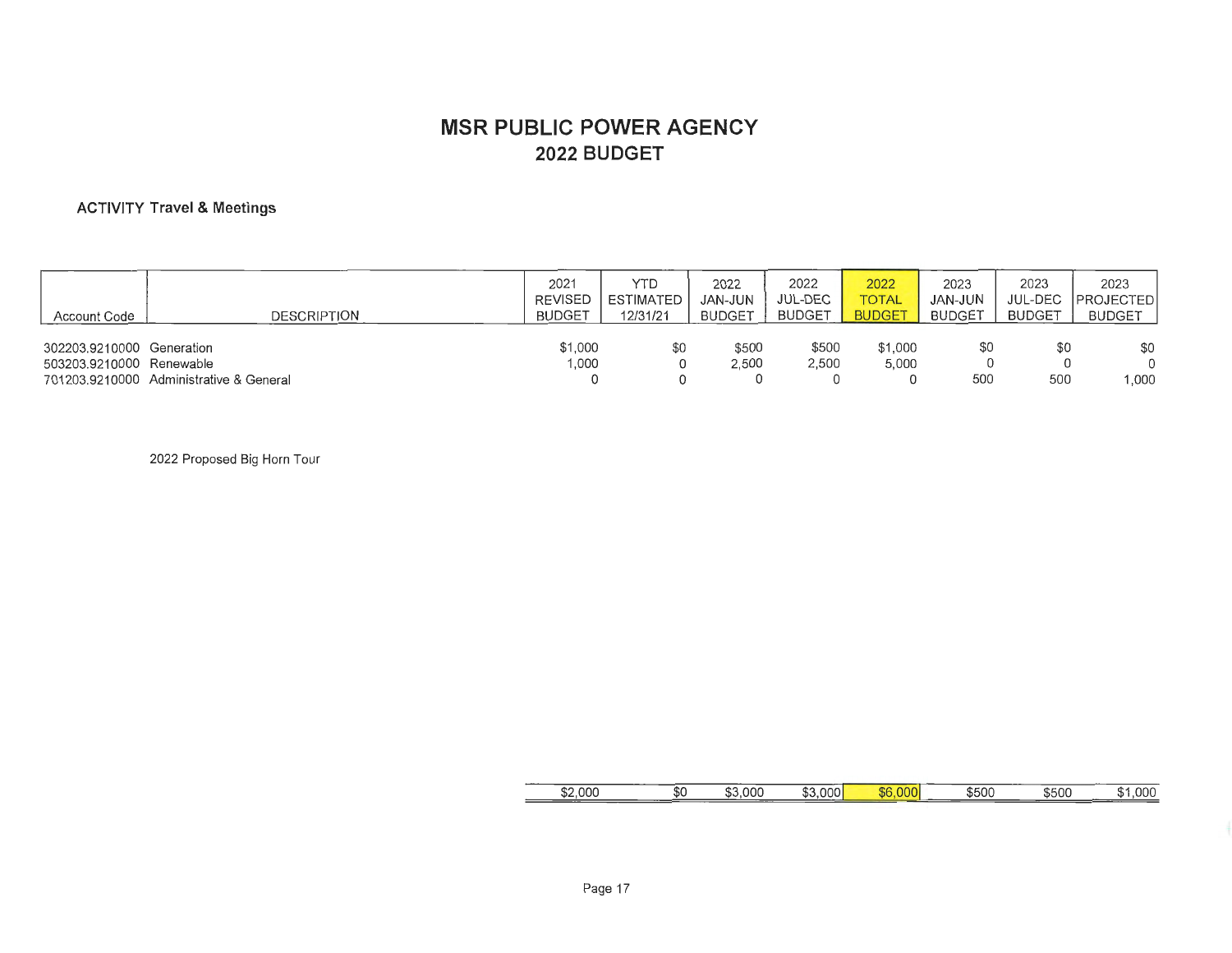# MSR PUBLIC POWER AGENCY
## 2022 BUDGET

**ACTIVITY Travel & Meetings**

| Account Code | DESCRIPTION | 2021 REVISED BUDGET | YTD ESTIMATED 12/31/21 | 2022 JAN-JUN BUDGET | 2022 JUL-DEC BUDGET | 2022 TOTAL BUDGET | 2023 JAN-JUN BUDGET | 2023 JUL-DEC BUDGET | 2023 PROJECTED BUDGET |
|---|---|---|---|---|---|---|---|---|---|
| 302203.9210000 | Generation | $1,000 | $0 | $500 | $500 | $1,000 | $0 | $0 | $0 |
| 503203.9210000 | Renewable | 1,000 | 0 | 2,500 | 2,500 | 5,000 | 0 | 0 | 0 |
| 701203.9210000 | Administrative & General | 0 | 0 | 0 | 0 | 0 | 500 | 500 | 1,000 |
| | | $2,000 | $0 | $3,000 | $3,000 | $6,000 | $500 | $500 | $1,000 |

2022 Proposed Big Horn Tour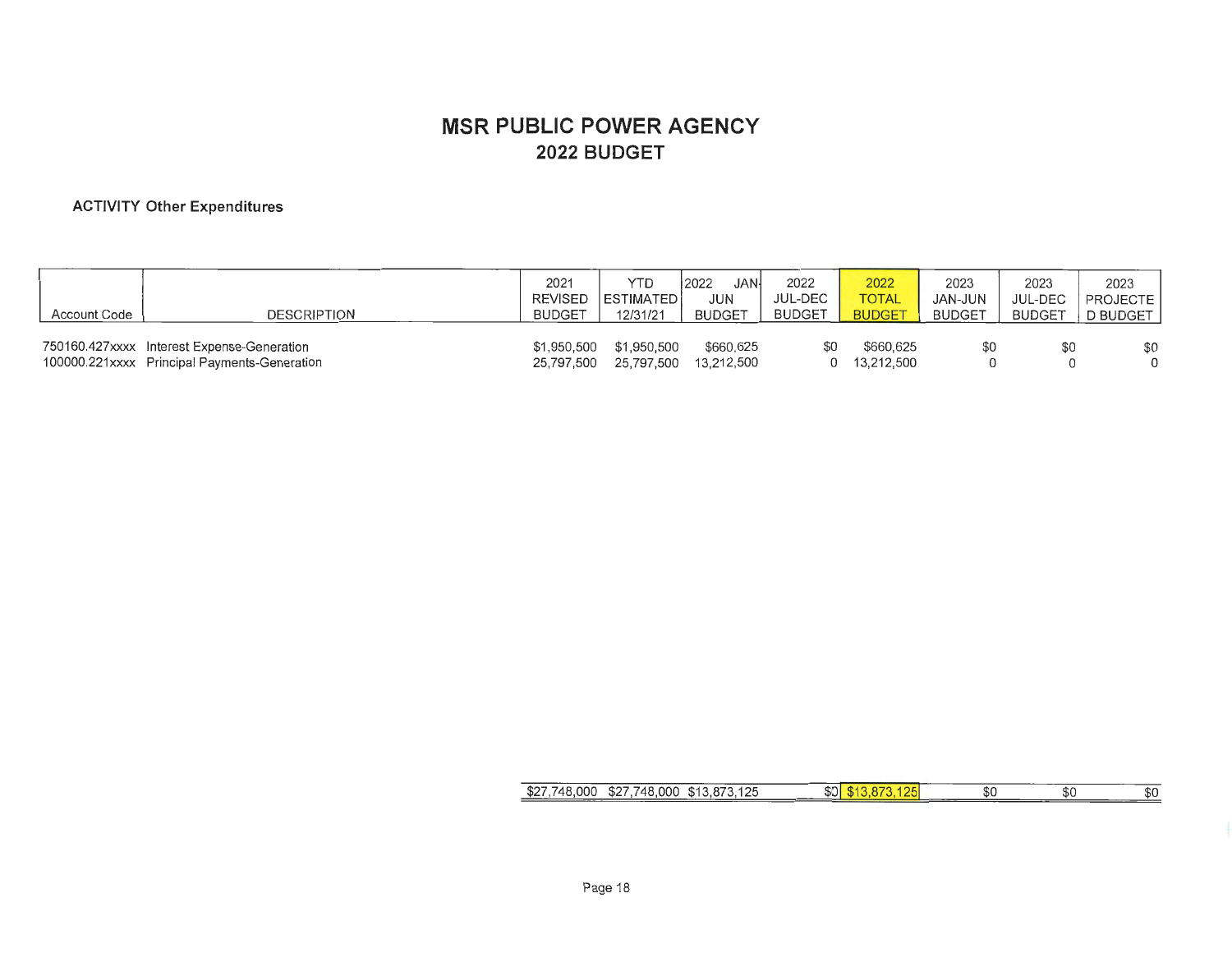# MSR PUBLIC POWER AGENCY

## 2022 BUDGET

**ACTIVITY Other Expenditures**

| Account Code | DESCRIPTION | 2021 REVISED BUDGET | YTD ESTIMATED 12/31/21 | 2022 JAN-JUN BUDGET | 2022 JUL-DEC BUDGET | 2022 TOTAL BUDGET | 2023 JAN-JUN BUDGET | 2023 JUL-DEC BUDGET | 2023 PROJECTED BUDGET |
|---|---|---|---|---|---|---|---|---|---|
| 750160.427xxxx | Interest Expense-Generation | $1,950,500 | $1,950,500 | $660,625 | $0 | $660,625 | $0 | $0 | $0 |
| 100000.221xxxx | Principal Payments-Generation | 25,797,500 | 25,797,500 | 13,212,500 | 0 | 13,212,500 | 0 | 0 | 0 |
| | | $27,748,000 | $27,748,000 | $13,873,125 | $0 | $13,873,125 | $0 | $0 | $0 |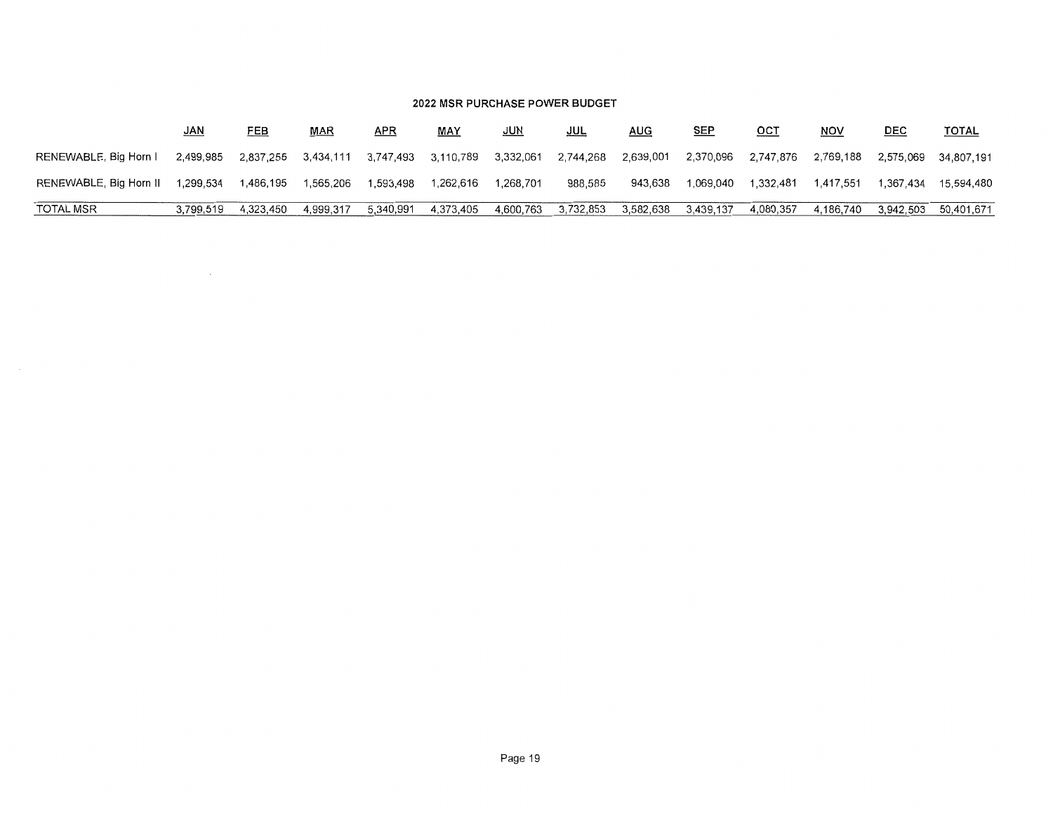## 2022 MSR PURCHASE POWER BUDGET

| | JAN | FEB | MAR | APR | MAY | JUN | JUL | AUG | SEP | OCT | NOV | DEC | TOTAL |
|---|---|---|---|---|---|---|---|---|---|---|---|---|---|
| RENEWABLE, Big Horn I | 2,499,985 | 2,837,255 | 3,434,111 | 3,747,493 | 3,110,789 | 3,332,061 | 2,744,268 | 2,639,001 | 2,370,096 | 2,747,876 | 2,769,188 | 2,575,069 | 34,807,191 |
| RENEWABLE, Big Horn II | 1,299,534 | 1,486,195 | 1,565,206 | 1,593,498 | 1,262,616 | 1,268,701 | 988,585 | 943,638 | 1,069,040 | 1,332,481 | 1,417,551 | 1,367,434 | 15,594,480 |
| TOTAL MSR | 3,799,519 | 4,323,450 | 4,999,317 | 5,340,991 | 4,373,405 | 4,600,763 | 3,732,853 | 3,582,638 | 3,439,137 | 4,080,357 | 4,186,740 | 3,942,503 | 50,401,671 |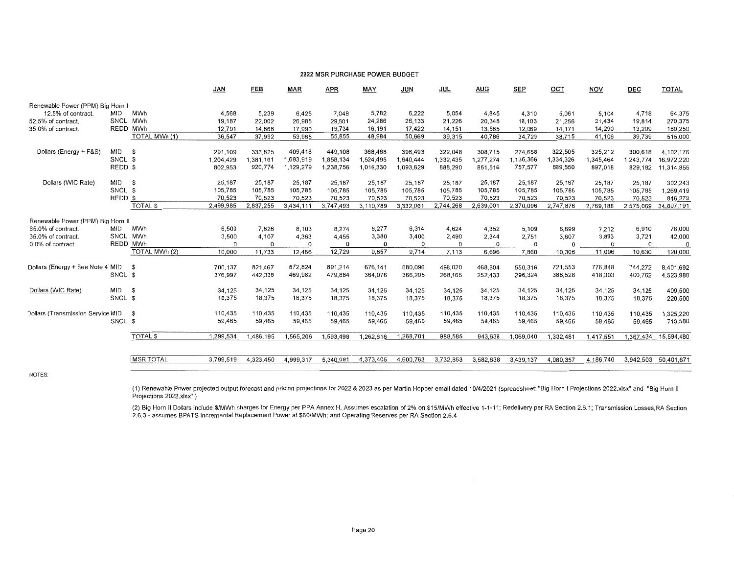## 2022 MSR PURCHASE POWER BUDGET

| | | | JAN | FEB | MAR | APR | MAY | JUN | JUL | AUG | SEP | OCT | NOV | DEC | TOTAL |
|---|---|---|---|---|---|---|---|---|---|---|---|---|---|---|---|
| Renewable Power (PPM) Big Horn I | | | | | | | | | | | | | | | |
| 12.5% of contract. | MID | MWh | 4,568 | 5,239 | 6,425 | 7,048 | 5,782 | 6,222 | 5,054 | 4,845 | 4,310 | 5,061 | 5,104 | 4,718 | 64,375 |
| 52.5% of contract. | SNCL | MWh | 19,187 | 22,002 | 26,985 | 29,601 | 24,286 | 26,133 | 21,226 | 20,348 | 18,103 | 21,256 | 21,434 | 19,814 | 270,375 |
| 35.0% of contract. | REDD | MWh | 12,791 | 14,668 | 17,990 | 19,734 | 16,191 | 17,422 | 14,151 | 13,565 | 12,069 | 14,171 | 14,290 | 13,209 | 180,250 |
| | | TOTAL MWh (1) | 36,547 | 37,992 | 53,965 | 55,855 | 48,984 | 50,669 | 39,315 | 40,786 | 34,729 | 38,715 | 41,106 | 39,739 | 515,000 |
| Dollars (Energy + F&S) | MID | $ | 291,109 | 333,825 | 409,418 | 449,108 | 368,468 | 396,493 | 322,048 | 308,715 | 274,658 | 322,505 | 325,212 | 300,618 | 4,102,176 |
| | SNCL | $ | 1,204,429 | 1,381,161 | 1,693,919 | 1,858,134 | 1,524,495 | 1,640,444 | 1,332,435 | 1,277,274 | 1,136,366 | 1,334,326 | 1,345,464 | 1,243,774 | 16,972,220 |
| | REDD | $ | 802,953 | 920,774 | 1,129,279 | 1,238,756 | 1,016,330 | 1,093,629 | 888,290 | 851,516 | 757,577 | 889,550 | 897,018 | 829,182 | 11,314,855 |
| Dollars (WIC Rate) | MID | $ | 25,187 | 25,187 | 25,187 | 25,187 | 25,187 | 25,187 | 25,187 | 25,187 | 25,187 | 25,187 | 25,187 | 25,187 | 302,243 |
| | SNCL | $ | 105,785 | 105,785 | 105,785 | 105,785 | 105,785 | 105,785 | 105,785 | 105,785 | 105,785 | 105,785 | 105,785 | 105,785 | 1,269,419 |
| | REDD | $ | 70,523 | 70,523 | 70,523 | 70,523 | 70,523 | 70,523 | 70,523 | 70,523 | 70,523 | 70,523 | 70,523 | 70,523 | 846,279 |
| | | TOTAL $ | 2,499,985 | 2,837,255 | 3,434,111 | 3,747,493 | 3,110,789 | 3,332,061 | 2,744,268 | 2,639,001 | 2,370,096 | 2,747,876 | 2,769,188 | 2,575,069 | 34,807,191 |
| Renewable Power (PPM) Big Horn II | | | | | | | | | | | | | | | |
| 65.0% of contract. | MID | MWh | 6,500 | 7,626 | 8,103 | 8,274 | 6,277 | 6,314 | 4,624 | 4,352 | 5,109 | 6,699 | 7,212 | 6,910 | 78,000 |
| 35.0% of contract. | SNCL | MWh | 3,500 | 4,107 | 4,363 | 4,455 | 3,380 | 3,400 | 2,490 | 2,344 | 2,751 | 3,607 | 3,883 | 3,721 | 42,000 |
| 0.0% of contract. | REDD | MWh | 0 | 0 | 0 | 0 | 0 | 0 | 0 | 0 | 0 | 0 | 0 | 0 | 0 |
| | | TOTAL MWh (2) | 10,000 | 11,733 | 12,466 | 12,729 | 9,657 | 9,714 | 7,113 | 6,696 | 7,860 | 10,306 | 11,096 | 10,630 | 120,000 |
| Dollars (Energy + See Note 4 | MID | $ | 700,137 | 821,467 | 872,824 | 891,214 | 676,141 | 680,096 | 498,020 | 468,804 | 550,316 | 721,553 | 776,848 | 744,272 | 8,401,692 |
| | SNCL | $ | 376,997 | 442,328 | 469,982 | 479,884 | 364,076 | 366,205 | 268,165 | 252,433 | 296,324 | 388,528 | 418,303 | 400,762 | 4,523,988 |
| Dollars (WIC Rate) | MID | $ | 34,125 | 34,125 | 34,125 | 34,125 | 34,125 | 34,125 | 34,125 | 34,125 | 34,125 | 34,125 | 34,125 | 34,125 | 409,500 |
| | SNCL | $ | 18,375 | 18,375 | 18,375 | 18,375 | 18,375 | 18,375 | 18,375 | 18,375 | 18,375 | 18,375 | 18,375 | 18,375 | 220,500 |
| Dollars (Transmission Service | MID | $ | 110,435 | 110,435 | 110,435 | 110,435 | 110,435 | 110,435 | 110,435 | 110,435 | 110,435 | 110,435 | 110,435 | 110,435 | 1,325,220 |
| | SNCL | $ | 59,465 | 59,465 | 59,465 | 59,465 | 59,465 | 59,465 | 59,465 | 59,465 | 59,465 | 59,465 | 59,465 | 59,465 | 713,580 |
| | | TOTAL $ | 1,299,534 | 1,486,195 | 1,565,206 | 1,593,498 | 1,262,616 | 1,268,701 | 988,585 | 943,638 | 1,069,040 | 1,332,481 | 1,417,551 | 1,367,434 | 15,594,480 |
| | | MSR TOTAL | 3,799,519 | 4,323,450 | 4,999,317 | 5,340,991 | 4,373,405 | 4,600,763 | 3,732,853 | 3,582,638 | 3,439,137 | 4,080,357 | 4,186,740 | 3,942,503 | 50,401,671 |

NOTES:

(1) Renewable Power projected output forecast and pricing projections for 2022 & 2023 as per Martin Hopper email dated 10/4/2021 (spreadsheet: "Big Horn I Projections 2022.xlsx" and "Big Horn II Projections 2022.xlsx")

(2) Big Horn II Dollars include $/MWh charges for Energy per PPA Annex H, Assumes escalation of 2% on $15/MWh effective 1-1-11; Redelivery per RA Section 2.6.1; Transmission Losses,RA Section 2.6.3 - assumes BPATS Incremental Replacement Power at $60/MWh; and Operating Reserves per RA Section 2.6.4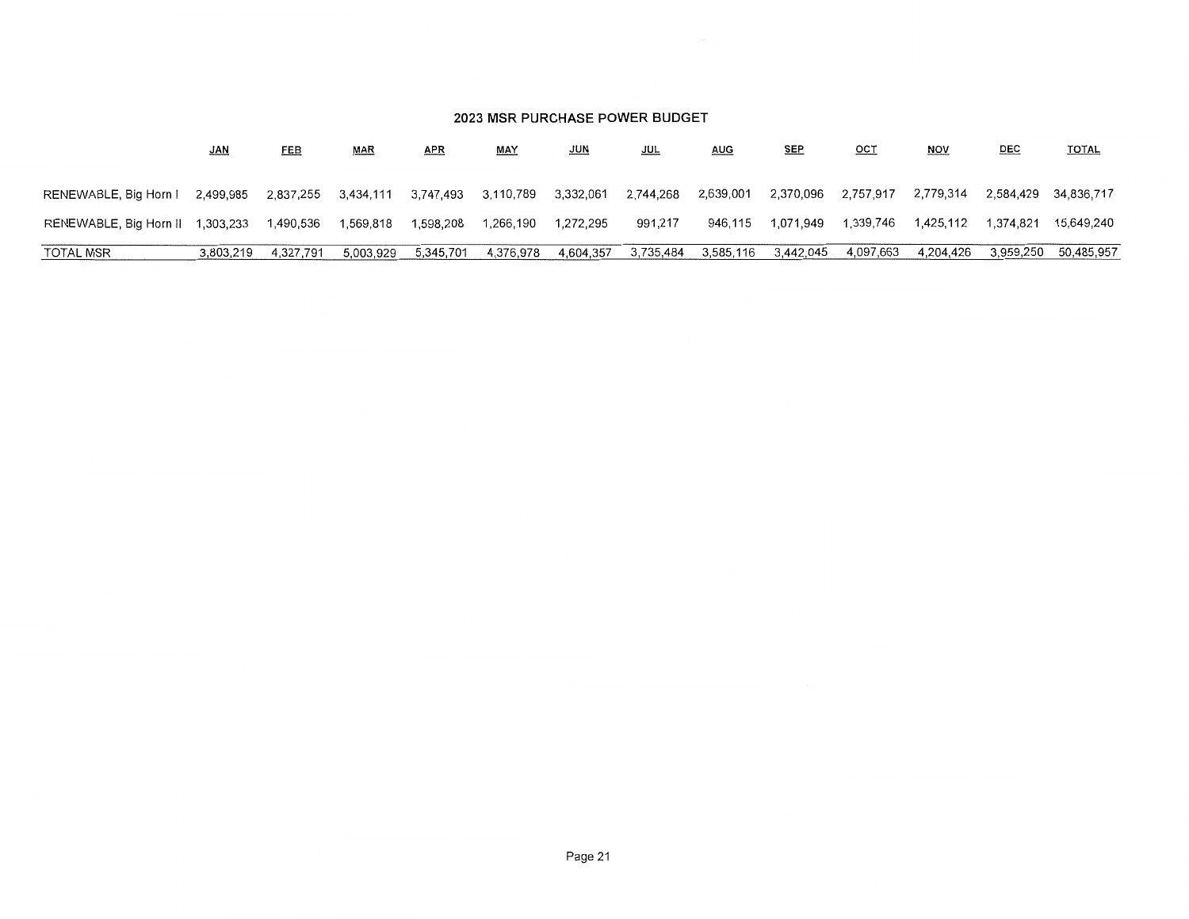## 2023 MSR PURCHASE POWER BUDGET

| | JAN | FEB | MAR | APR | MAY | JUN | JUL | AUG | SEP | OCT | NOV | DEC | TOTAL |
|---|---|---|---|---|---|---|---|---|---|---|---|---|---|
| RENEWABLE, Big Horn I | 2,499,985 | 2,837,255 | 3,434,111 | 3,747,493 | 3,110,789 | 3,332,061 | 2,744,268 | 2,639,001 | 2,370,096 | 2,757,917 | 2,779,314 | 2,584,429 | 34,836,717 |
| RENEWABLE, Big Horn II | 1,303,233 | 1,490,536 | 1,569,818 | 1,598,208 | 1,266,190 | 1,272,295 | 991,217 | 946,115 | 1,071,949 | 1,339,746 | 1,425,112 | 1,374,821 | 15,649,240 |
| TOTAL MSR | 3,803,219 | 4,327,791 | 5,003,929 | 5,345,701 | 4,376,978 | 4,604,357 | 3,735,484 | 3,585,116 | 3,442,045 | 4,097,663 | 4,204,426 | 3,959,250 | 50,485,957 |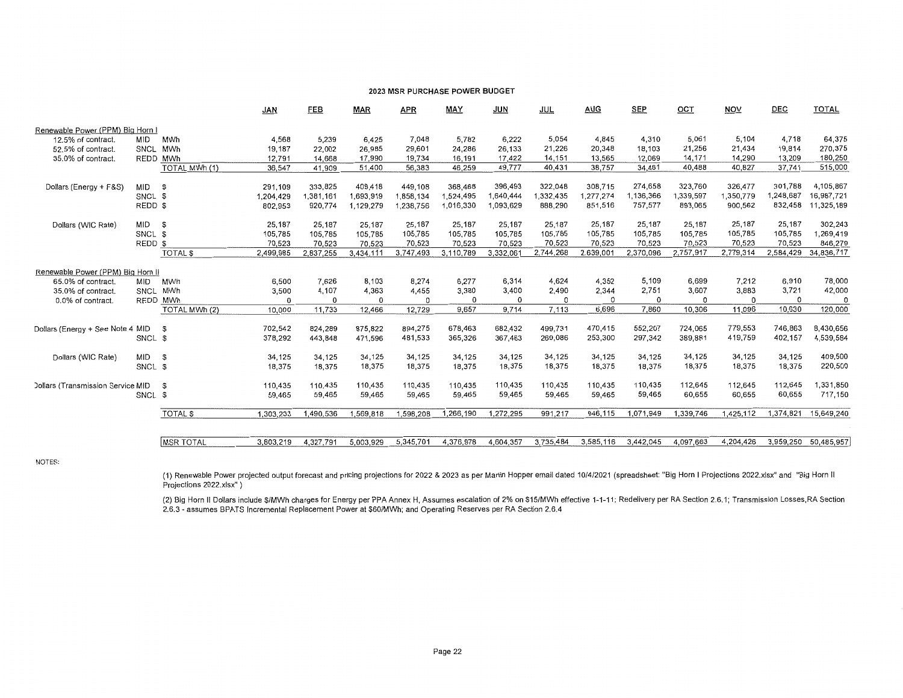## 2023 MSR PURCHASE POWER BUDGET

| | | | JAN | FEB | MAR | APR | MAY | JUN | JUL | AUG | SEP | OCT | NOV | DEC | TOTAL |
|---|---|---|---|---|---|---|---|---|---|---|---|---|---|---|---|
| Renewable Power (PPM) Big Horn I | | | | | | | | | | | | | | | |
| 12.5% of contract. | MID | MWh | 4,568 | 5,239 | 6,425 | 7,048 | 5,782 | 6,222 | 5,054 | 4,845 | 4,310 | 5,061 | 5,104 | 4,718 | 64,375 |
| 52.5% of contract. | SNCL | MWh | 19,187 | 22,002 | 26,985 | 29,601 | 24,286 | 26,133 | 21,226 | 20,348 | 18,103 | 21,256 | 21,434 | 19,814 | 270,375 |
| 35.0% of contract. | REDD | MWh | 12,791 | 14,668 | 17,990 | 19,734 | 16,191 | 17,422 | 14,151 | 13,565 | 12,069 | 14,171 | 14,290 | 13,209 | 180,250 |
| | | TOTAL MWh (1) | 36,547 | 41,909 | 51,400 | 56,383 | 46,259 | 49,777 | 40,431 | 38,757 | 34,481 | 40,488 | 40,827 | 37,741 | 515,000 |
| Dollars (Energy + F&S) | MID | $ | 291,109 | 333,825 | 409,418 | 449,108 | 368,468 | 396,493 | 322,048 | 308,715 | 274,658 | 323,760 | 326,477 | 301,788 | 4,105,867 |
| | SNCL | $ | 1,204,429 | 1,381,161 | 1,693,919 | 1,858,134 | 1,524,495 | 1,640,444 | 1,332,435 | 1,277,274 | 1,136,366 | 1,339,597 | 1,350,779 | 1,248,687 | 16,987,721 |
| | REDD | $ | 802,953 | 920,774 | 1,129,279 | 1,238,756 | 1,016,330 | 1,093,629 | 888,290 | 851,516 | 757,577 | 893,065 | 900,562 | 832,458 | 11,325,189 |
| Dollars (WIC Rate) | MID | $ | 25,187 | 25,187 | 25,187 | 25,187 | 25,187 | 25,187 | 25,187 | 25,187 | 25,187 | 25,187 | 25,187 | 25,187 | 302,243 |
| | SNCL | $ | 105,785 | 105,785 | 105,785 | 105,785 | 105,785 | 105,785 | 105,785 | 105,785 | 105,785 | 105,785 | 105,785 | 105,785 | 1,269,419 |
| | REDD | $ | 70,523 | 70,523 | 70,523 | 70,523 | 70,523 | 70,523 | 70,523 | 70,523 | 70,523 | 70,523 | 70,523 | 70,523 | 846,279 |
| | | TOTAL $ | 2,499,985 | 2,837,255 | 3,434,111 | 3,747,493 | 3,110,789 | 3,332,061 | 2,744,268 | 2,639,001 | 2,370,096 | 2,757,917 | 2,779,314 | 2,584,429 | 34,836,717 |
| Renewable Power (PPM) Big Horn II | | | | | | | | | | | | | | | |
| 65.0% of contract. | MID | MWh | 6,500 | 7,626 | 8,103 | 8,274 | 6,277 | 6,314 | 4,624 | 4,352 | 5,109 | 6,699 | 7,212 | 6,910 | 78,000 |
| 35.0% of contract. | SNCL | MWh | 3,500 | 4,107 | 4,363 | 4,455 | 3,380 | 3,400 | 2,490 | 2,344 | 2,751 | 3,607 | 3,883 | 3,721 | 42,000 |
| 0.0% of contract. | REDD | MWh | 0 | 0 | 0 | 0 | 0 | 0 | 0 | 0 | 0 | 0 | 0 | 0 | 0 |
| | | TOTAL MWh (2) | 10,000 | 11,733 | 12,466 | 12,729 | 9,657 | 9,714 | 7,113 | 6,696 | 7,860 | 10,306 | 11,096 | 10,630 | 120,000 |
| Dollars (Energy + See Note 4 | MID | $ | 702,542 | 824,289 | 875,822 | 894,275 | 678,463 | 682,432 | 499,731 | 470,415 | 552,207 | 724,065 | 779,553 | 746,863 | 8,430,656 |
| | SNCL | $ | 378,292 | 443,848 | 471,596 | 481,533 | 365,326 | 367,463 | 269,086 | 253,300 | 297,342 | 389,881 | 419,759 | 402,157 | 4,539,584 |
| Dollars (WIC Rate) | MID | $ | 34,125 | 34,125 | 34,125 | 34,125 | 34,125 | 34,125 | 34,125 | 34,125 | 34,125 | 34,125 | 34,125 | 34,125 | 409,500 |
| | SNCL | $ | 18,375 | 18,375 | 18,375 | 18,375 | 18,375 | 18,375 | 18,375 | 18,375 | 18,375 | 18,375 | 18,375 | 18,375 | 220,500 |
| Dollars (Transmission Service | MID | $ | 110,435 | 110,435 | 110,435 | 110,435 | 110,435 | 110,435 | 110,435 | 110,435 | 110,435 | 112,645 | 112,645 | 112,645 | 1,331,850 |
| | SNCL | $ | 59,465 | 59,465 | 59,465 | 59,465 | 59,465 | 59,465 | 59,465 | 59,465 | 59,465 | 60,655 | 60,655 | 60,655 | 717,150 |
| | | TOTAL $ | 1,303,233 | 1,490,536 | 1,569,818 | 1,598,208 | 1,266,190 | 1,272,295 | 991,217 | 946,115 | 1,071,949 | 1,339,746 | 1,425,112 | 1,374,821 | 15,649,240 |
| | | MSR TOTAL | 3,803,219 | 4,327,791 | 5,003,929 | 5,345,701 | 4,376,978 | 4,604,357 | 3,735,484 | 3,585,116 | 3,442,045 | 4,097,663 | 4,204,426 | 3,959,250 | 50,485,957 |

NOTES:

(1) Renewable Power projected output forecast and pricing projections for 2022 & 2023 as per Martin Hopper email dated 10/4/2021 (spreadsheet: "Big Horn I Projections 2022.xlsx" and "Big Horn II Projections 2022.xlsx" )

(2) Big Horn II Dollars include $/MWh charges for Energy per PPA Annex H, Assumes escalation of 2% on $15/MWh effective 1-1-11; Redelivery per RA Section 2.6.1; Transmission Losses,RA Section 2.6.3 - assumes BPATS Incremental Replacement Power at $60/MWh; and Operating Reserves per RA Section 2.6.4